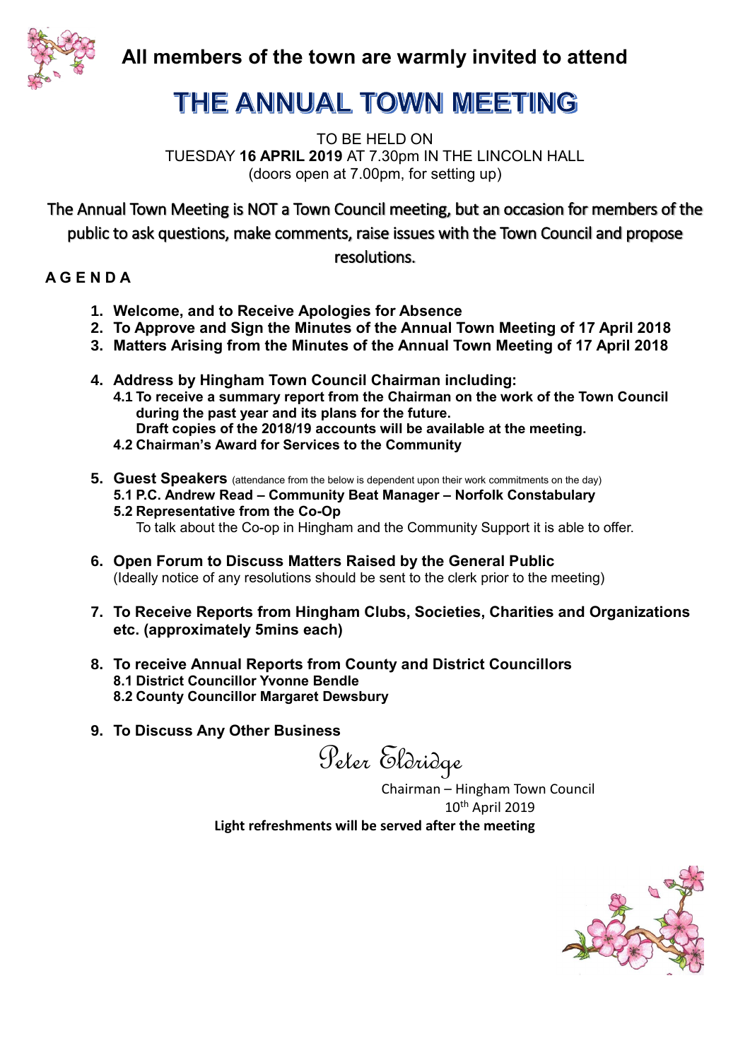**All members of the town are warmly invited to attend**

# THE ANNUAL TOWN MEETING

TO BE HELD ON
TUESDAY **16 APRIL 2019** AT 7.30pm IN THE LINCOLN HALL
(doors open at 7.00pm, for setting up)

The Annual Town Meeting is NOT a Town Council meeting, but an occasion for members of the public to ask questions, make comments, raise issues with the Town Council and propose resolutions.

**A G E N D A**

1. **Welcome, and to Receive Apologies for Absence**
2. **To Approve and Sign the Minutes of the Annual Town Meeting of 17 April 2018**
3. **Matters Arising from the Minutes of the Annual Town Meeting of 17 April 2018**

4. **Address by Hingham Town Council Chairman including:**
   **4.1 To receive a summary report from the Chairman on the work of the Town Council during the past year and its plans for the future.**
   **Draft copies of the 2018/19 accounts will be available at the meeting.**
   **4.2 Chairman's Award for Services to the Community**

5. **Guest Speakers** (attendance from the below is dependent upon their work commitments on the day)
   **5.1 P.C. Andrew Read – Community Beat Manager – Norfolk Constabulary**
   **5.2 Representative from the Co-Op**
   To talk about the Co-op in Hingham and the Community Support it is able to offer.

6. **Open Forum to Discuss Matters Raised by the General Public**
   (Ideally notice of any resolutions should be sent to the clerk prior to the meeting)

7. **To Receive Reports from Hingham Clubs, Societies, Charities and Organizations etc. (approximately 5mins each)**

8. **To receive Annual Reports from County and District Councillors**
   **8.1 District Councillor Yvonne Bendle**
   **8.2 County Councillor Margaret Dewsbury**

9. **To Discuss Any Other Business**

Peter Eldridge
Chairman – Hingham Town Council
10th April 2019

**Light refreshments will be served after the meeting**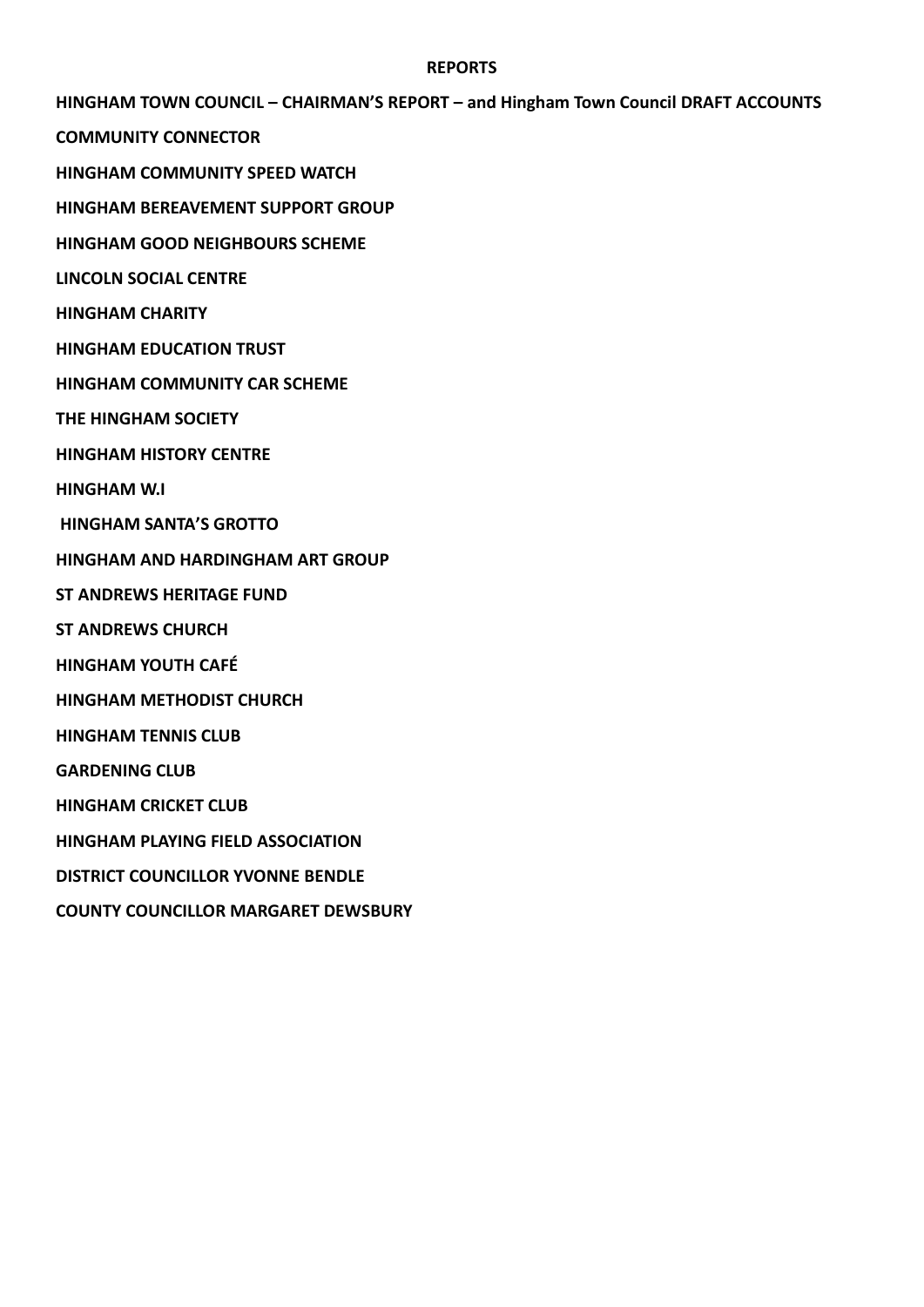# REPORTS

**HINGHAM TOWN COUNCIL – CHAIRMAN'S REPORT – and Hingham Town Council DRAFT ACCOUNTS**

**COMMUNITY CONNECTOR**

**HINGHAM COMMUNITY SPEED WATCH**

**HINGHAM BEREAVEMENT SUPPORT GROUP**

**HINGHAM GOOD NEIGHBOURS SCHEME**

**LINCOLN SOCIAL CENTRE**

**HINGHAM CHARITY**

**HINGHAM EDUCATION TRUST**

**HINGHAM COMMUNITY CAR SCHEME**

**THE HINGHAM SOCIETY**

**HINGHAM HISTORY CENTRE**

**HINGHAM W.I**

**HINGHAM SANTA'S GROTTO**

**HINGHAM AND HARDINGHAM ART GROUP**

**ST ANDREWS HERITAGE FUND**

**ST ANDREWS CHURCH**

**HINGHAM YOUTH CAFÉ**

**HINGHAM METHODIST CHURCH**

**HINGHAM TENNIS CLUB**

**GARDENING CLUB**

**HINGHAM CRICKET CLUB**

**HINGHAM PLAYING FIELD ASSOCIATION**

**DISTRICT COUNCILLOR YVONNE BENDLE**

**COUNTY COUNCILLOR MARGARET DEWSBURY**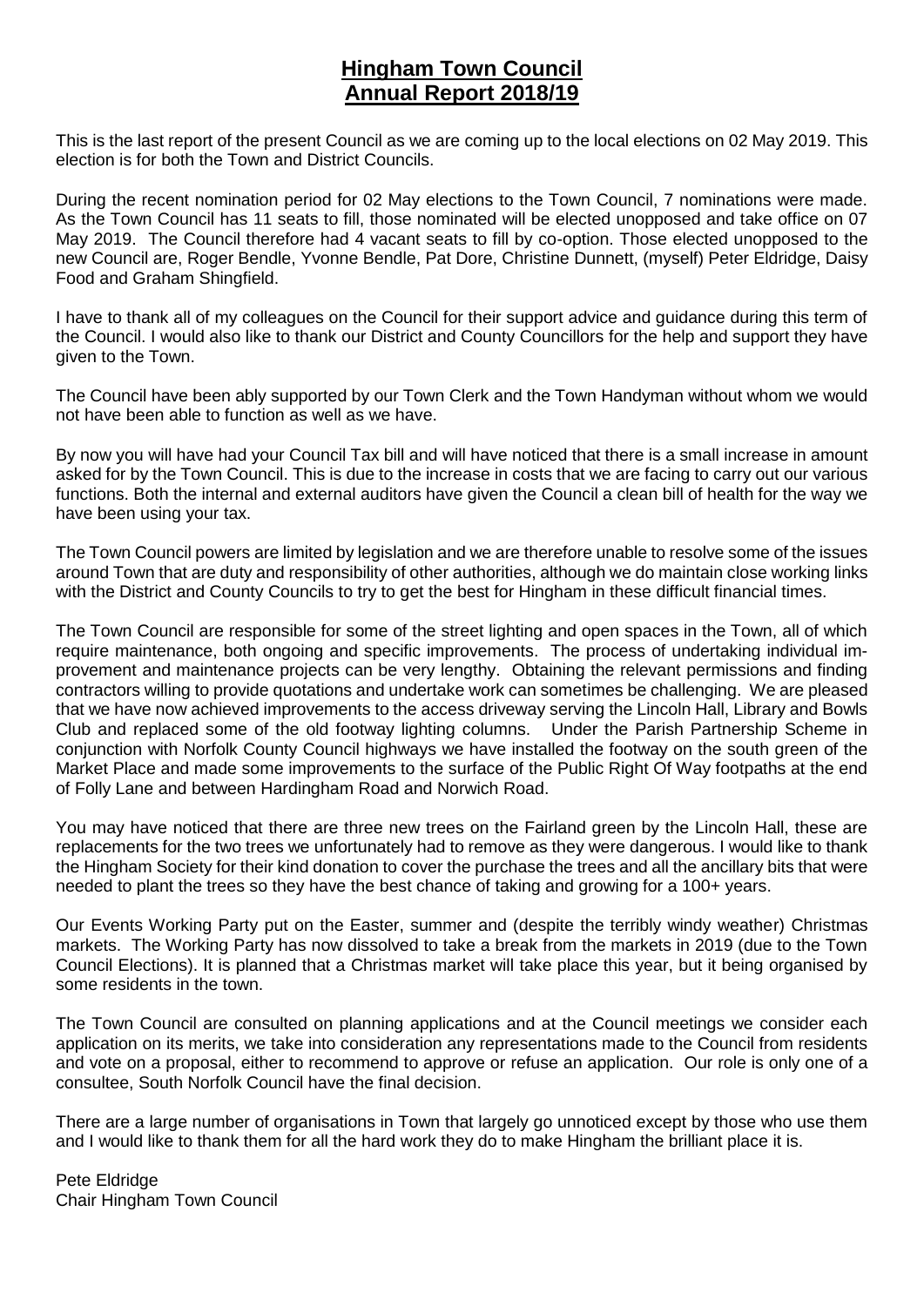# Hingham Town Council
# Annual Report 2018/19

This is the last report of the present Council as we are coming up to the local elections on 02 May 2019. This election is for both the Town and District Councils.

During the recent nomination period for 02 May elections to the Town Council, 7 nominations were made. As the Town Council has 11 seats to fill, those nominated will be elected unopposed and take office on 07 May 2019. The Council therefore had 4 vacant seats to fill by co-option. Those elected unopposed to the new Council are, Roger Bendle, Yvonne Bendle, Pat Dore, Christine Dunnett, (myself) Peter Eldridge, Daisy Food and Graham Shingfield.

I have to thank all of my colleagues on the Council for their support advice and guidance during this term of the Council. I would also like to thank our District and County Councillors for the help and support they have given to the Town.

The Council have been ably supported by our Town Clerk and the Town Handyman without whom we would not have been able to function as well as we have.

By now you will have had your Council Tax bill and will have noticed that there is a small increase in amount asked for by the Town Council. This is due to the increase in costs that we are facing to carry out our various functions. Both the internal and external auditors have given the Council a clean bill of health for the way we have been using your tax.

The Town Council powers are limited by legislation and we are therefore unable to resolve some of the issues around Town that are duty and responsibility of other authorities, although we do maintain close working links with the District and County Councils to try to get the best for Hingham in these difficult financial times.

The Town Council are responsible for some of the street lighting and open spaces in the Town, all of which require maintenance, both ongoing and specific improvements. The process of undertaking individual improvement and maintenance projects can be very lengthy. Obtaining the relevant permissions and finding contractors willing to provide quotations and undertake work can sometimes be challenging. We are pleased that we have now achieved improvements to the access driveway serving the Lincoln Hall, Library and Bowls Club and replaced some of the old footway lighting columns. Under the Parish Partnership Scheme in conjunction with Norfolk County Council highways we have installed the footway on the south green of the Market Place and made some improvements to the surface of the Public Right Of Way footpaths at the end of Folly Lane and between Hardingham Road and Norwich Road.

You may have noticed that there are three new trees on the Fairland green by the Lincoln Hall, these are replacements for the two trees we unfortunately had to remove as they were dangerous. I would like to thank the Hingham Society for their kind donation to cover the purchase the trees and all the ancillary bits that were needed to plant the trees so they have the best chance of taking and growing for a 100+ years.

Our Events Working Party put on the Easter, summer and (despite the terribly windy weather) Christmas markets. The Working Party has now dissolved to take a break from the markets in 2019 (due to the Town Council Elections). It is planned that a Christmas market will take place this year, but it being organised by some residents in the town.

The Town Council are consulted on planning applications and at the Council meetings we consider each application on its merits, we take into consideration any representations made to the Council from residents and vote on a proposal, either to recommend to approve or refuse an application. Our role is only one of a consultee, South Norfolk Council have the final decision.

There are a large number of organisations in Town that largely go unnoticed except by those who use them and I would like to thank them for all the hard work they do to make Hingham the brilliant place it is.

Pete Eldridge
Chair Hingham Town Council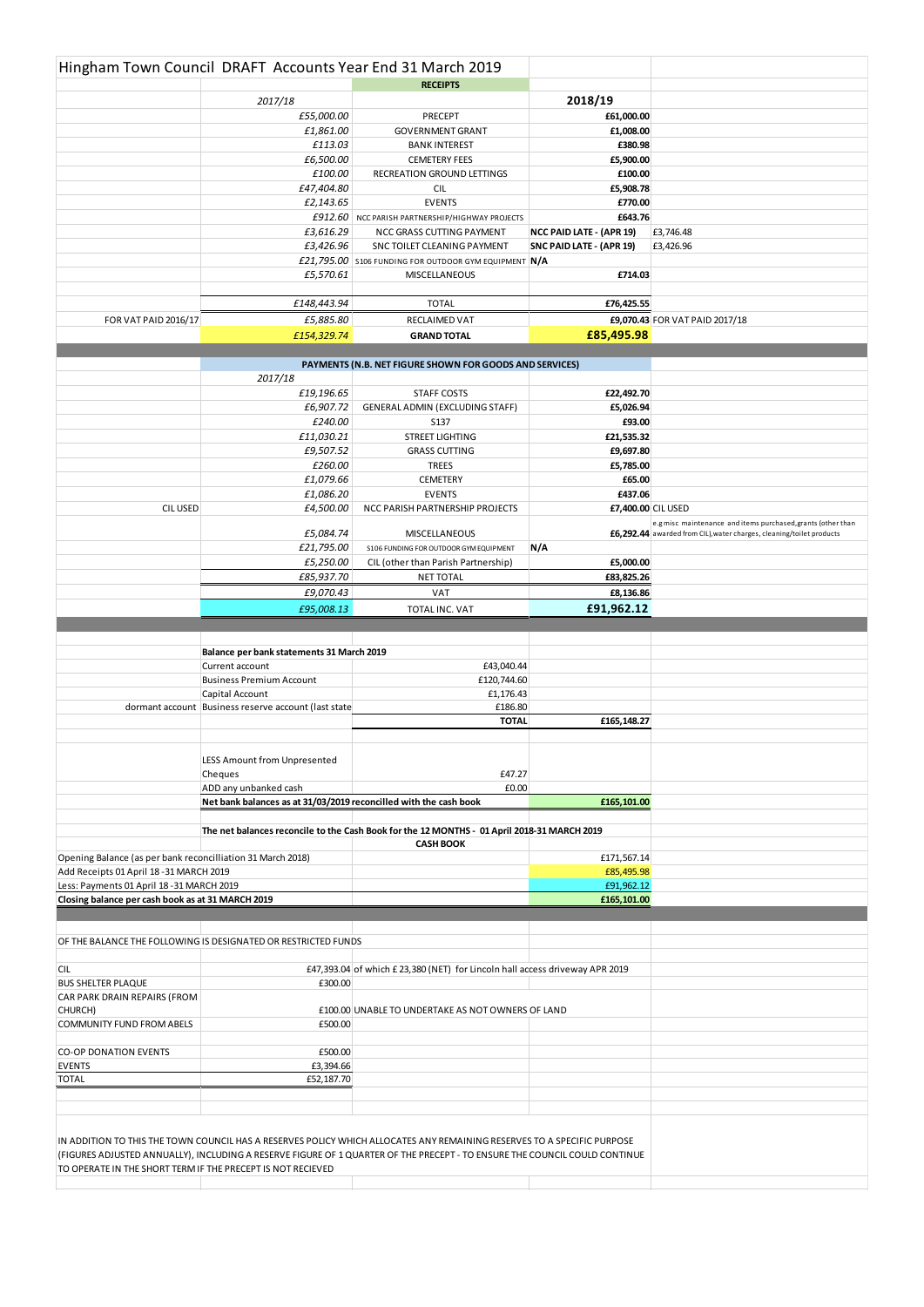# Hingham Town Council DRAFT Accounts Year End 31 March 2019

## RECEIPTS

| | 2017/18 | | 2018/19 | |
|---|---|---|---|---|
| | *£55,000.00* | PRECEPT | **£61,000.00** | |
| | *£1,861.00* | GOVERNMENT GRANT | **£1,008.00** | |
| | *£113.03* | BANK INTEREST | **£380.98** | |
| | *£6,500.00* | CEMETERY FEES | **£5,900.00** | |
| | *£100.00* | RECREATION GROUND LETTINGS | **£100.00** | |
| | *£47,404.80* | CIL | **£5,908.78** | |
| | *£2,143.65* | EVENTS | **£770.00** | |
| | *£912.60* | NCC PARISH PARTNERSHIP/HIGHWAY PROJECTS | **£643.76** | |
| | *£3,616.29* | NCC GRASS CUTTING PAYMENT | **NCC PAID LATE - (APR 19)** | £3,746.48 |
| | *£3,426.96* | SNC TOILET CLEANING PAYMENT | **SNC PAID LATE - (APR 19)** | £3,426.96 |
| | *£21,795.00* | S106 FUNDING FOR OUTDOOR GYM EQUIPMENT | **N/A** | |
| | *£5,570.61* | MISCELLANEOUS | **£714.03** | |
| | *£148,443.94* | TOTAL | **£76,425.55** | |
| FOR VAT PAID 2016/17 | *£5,885.80* | RECLAIMED VAT | **£9,070.43** | FOR VAT PAID 2017/18 |
| | *£154,329.74* | **GRAND TOTAL** | **£85,495.98** | |

## PAYMENTS (N.B. NET FIGURE SHOWN FOR GOODS AND SERVICES)

| | 2017/18 | | 2018/19 | |
|---|---|---|---|---|
| | *£19,196.65* | STAFF COSTS | **£22,492.70** | |
| | *£6,907.72* | GENERAL ADMIN (EXCLUDING STAFF) | **£5,026.94** | |
| | *£240.00* | S137 | **£93.00** | |
| | *£11,030.21* | STREET LIGHTING | **£21,535.32** | |
| | *£9,507.52* | GRASS CUTTING | **£9,697.80** | |
| | *£260.00* | TREES | **£5,785.00** | |
| | *£1,079.66* | CEMETERY | **£65.00** | |
| | *£1,086.20* | EVENTS | **£437.06** | |
| CIL USED | *£4,500.00* | NCC PARISH PARTNERSHIP PROJECTS | **£7,400.00** | CIL USED |
| | *£5,084.74* | MISCELLANEOUS | **£6,292.44** | e.g misc maintenance and items purchased, grants (other than awarded from CIL), water charges, cleaning/toilet products |
| | *£21,795.00* | S106 FUNDING FOR OUTDOOR GYM EQUIPMENT | **N/A** | |
| | *£5,250.00* | CIL (other than Parish Partnership) | **£5,000.00** | |
| | *£85,937.70* | NET TOTAL | **£83,825.26** | |
| | *£9,070.43* | VAT | **£8,136.86** | |
| | *£95,008.13* | TOTAL INC. VAT | **£91,962.12** | |

**Balance per bank statements 31 March 2019**

| | | | |
|---|---|---|---|
| | Current account | £43,040.44 | |
| | Business Premium Account | £120,744.60 | |
| | Capital Account | £1,176.43 | |
| dormant account | Business reserve account (last state | £186.80 | |
| | | **TOTAL** | **£165,148.27** |
| | LESS Amount from Unpresented Cheques | £47.27 | |
| | ADD any unbanked cash | £0.00 | |
| | **Net bank balances as at 31/03/2019 reconciled with the cash book** | | **£165,101.00** |

**The net balances reconcile to the Cash Book for the 12 MONTHS - 01 April 2018-31 MARCH 2019**

**CASH BOOK**

| | |
|---|---|
| Opening Balance (as per bank reconcilliation 31 March 2018) | £171,567.14 |
| Add Receipts 01 April 18 -31 MARCH 2019 | £85,495.98 |
| Less: Payments 01 April 18 -31 MARCH 2019 | £91,962.12 |
| **Closing balance per cash book as at 31 MARCH 2019** | **£165,101.00** |

OF THE BALANCE THE FOLLOWING IS DESIGNATED OR RESTRICTED FUNDS

| | |
|---|---|
| CIL | £47,393.04 of which £ 23,380 (NET) for Lincoln hall access driveway APR 2019 |
| BUS SHELTER PLAQUE | £300.00 |
| CAR PARK DRAIN REPAIRS (FROM CHURCH) | £100.00 UNABLE TO UNDERTAKE AS NOT OWNERS OF LAND |
| COMMUNITY FUND FROM ABELS | £500.00 |
| CO-OP DONATION EVENTS | £500.00 |
| EVENTS | £3,394.66 |
| TOTAL | £52,187.70 |

IN ADDITION TO THIS THE TOWN COUNCIL HAS A RESERVES POLICY WHICH ALLOCATES ANY REMAINING RESERVES TO A SPECIFIC PURPOSE (FIGURES ADJUSTED ANNUALLY), INCLUDING A RESERVE FIGURE OF 1 QUARTER OF THE PRECEPT - TO ENSURE THE COUNCIL COULD CONTINUE TO OPERATE IN THE SHORT TERM IF THE PRECEPT IS NOT RECIEVED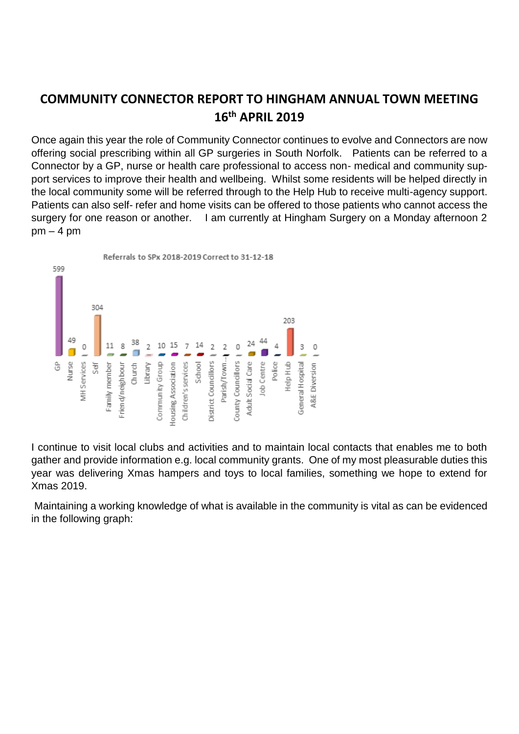# COMMUNITY CONNECTOR REPORT TO HINGHAM ANNUAL TOWN MEETING 16th APRIL 2019

Once again this year the role of Community Connector continues to evolve and Connectors are now offering social prescribing within all GP surgeries in South Norfolk. Patients can be referred to a Connector by a GP, nurse or health care professional to access non- medical and community support services to improve their health and wellbeing. Whilst some residents will be helped directly in the local community some will be referred through to the Help Hub to receive multi-agency support. Patients can also self- refer and home visits can be offered to those patients who cannot access the surgery for one reason or another. I am currently at Hingham Surgery on a Monday afternoon 2 pm – 4 pm

Referrals to SPx 2018-2019 Correct to 31-12-18

| Source | Referrals |
| --- | --- |
| GP | 599 |
| Nurse | 49 |
| MH Services | 0 |
| Self | 304 |
| Family member | 11 |
| Friend/neighbour | 8 |
| Church | 38 |
| Library | 2 |
| Community Group | 10 |
| Housing Association | 15 |
| Children's services | 7 |
| School | 14 |
| District Councillors | 2 |
| Parish/Town... | 2 |
| County Councillors | 0 |
| Adult Social Care | 24 |
| Job Centre | 44 |
| Police | 4 |
| Help Hub | 203 |
| General Hospital | 3 |
| A&E Diversion | 0 |

I continue to visit local clubs and activities and to maintain local contacts that enables me to both gather and provide information e.g. local community grants. One of my most pleasurable duties this year was delivering Xmas hampers and toys to local families, something we hope to extend for Xmas 2019.

Maintaining a working knowledge of what is available in the community is vital as can be evidenced in the following graph: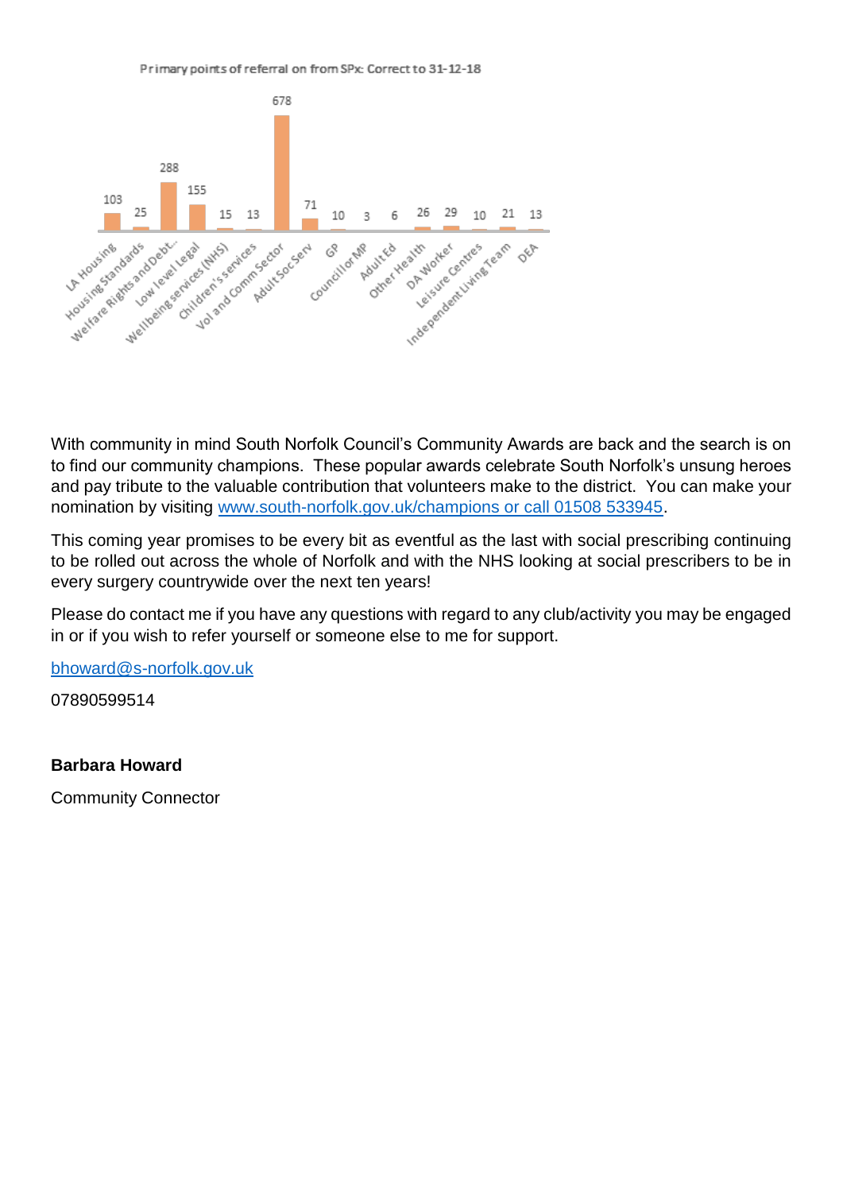Primary points of referral on from SPx: Correct to 31-12-18

| Referral point | Number |
| --- | --- |
| LA Housing | 103 |
| Housing Standards | 25 |
| Welfare Rights and Debt... | 288 |
| Low level Legal | 155 |
| Wellbeing services (NHS) | 15 |
| Children's services | 13 |
| Vol and Comm Sector | 678 |
| Adult SocServ | 71 |
| GP | 10 |
| Councillor MP | 3 |
| Adult Ed | 6 |
| Other Health | 26 |
| DA Worker | 29 |
| Leisure Centres | 10 |
| Independent Living Team | 21 |
| DEA | 13 |

With community in mind South Norfolk Council's Community Awards are back and the search is on to find our community champions. These popular awards celebrate South Norfolk's unsung heroes and pay tribute to the valuable contribution that volunteers make to the district. You can make your nomination by visiting www.south-norfolk.gov.uk/champions or call 01508 533945.

This coming year promises to be every bit as eventful as the last with social prescribing continuing to be rolled out across the whole of Norfolk and with the NHS looking at social prescribers to be in every surgery countrywide over the next ten years!

Please do contact me if you have any questions with regard to any club/activity you may be engaged in or if you wish to refer yourself or someone else to me for support.

bhoward@s-norfolk.gov.uk

07890599514

**Barbara Howard**

Community Connector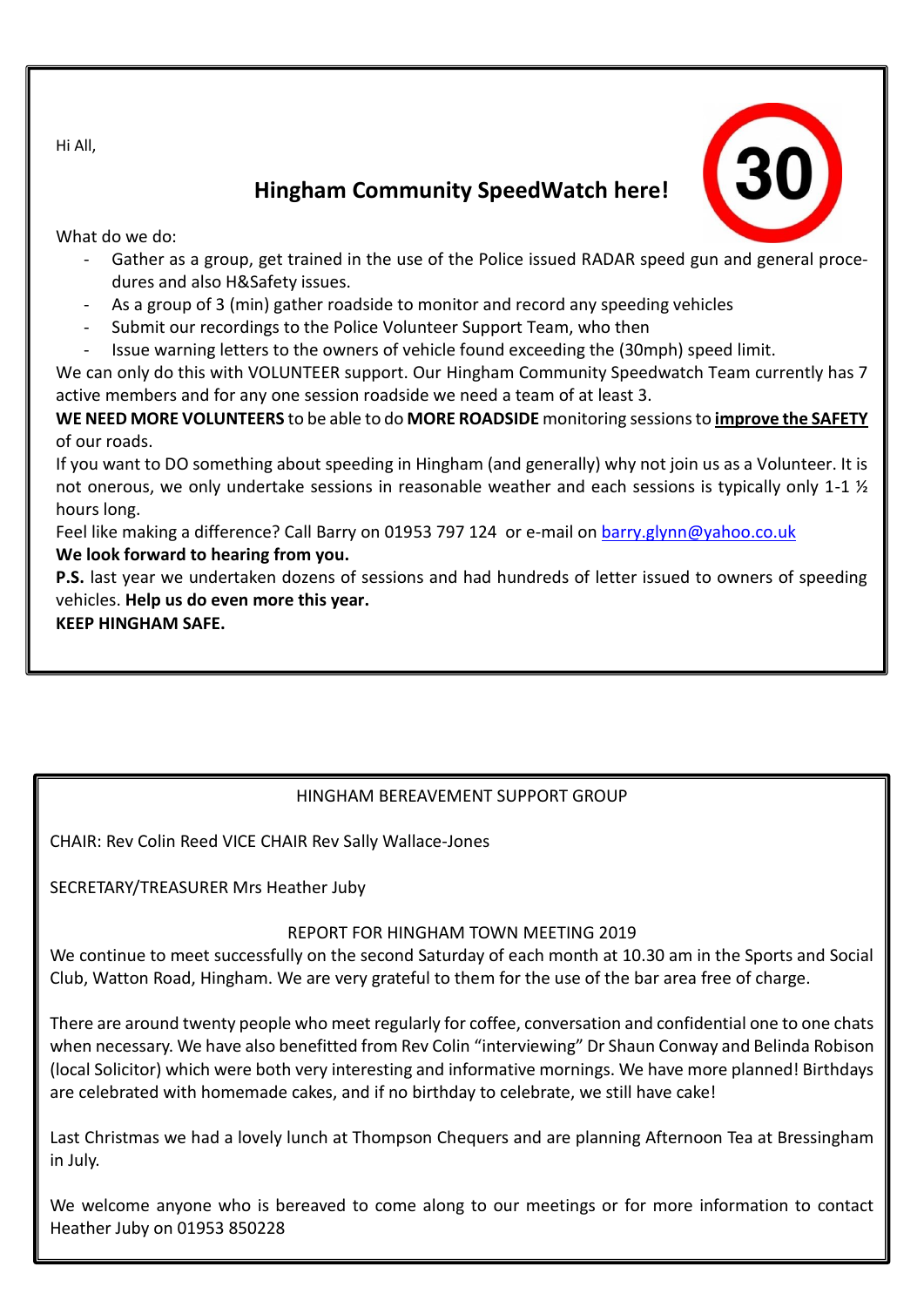Hi All,

## Hingham Community SpeedWatch here!

What do we do:

- Gather as a group, get trained in the use of the Police issued RADAR speed gun and general procedures and also H&Safety issues.
- As a group of 3 (min) gather roadside to monitor and record any speeding vehicles
- Submit our recordings to the Police Volunteer Support Team, who then
- Issue warning letters to the owners of vehicle found exceeding the (30mph) speed limit.

We can only do this with VOLUNTEER support. Our Hingham Community Speedwatch Team currently has 7 active members and for any one session roadside we need a team of at least 3.

**WE NEED MORE VOLUNTEERS** to be able to do **MORE ROADSIDE** monitoring sessions to **improve the SAFETY** of our roads.

If you want to DO something about speeding in Hingham (and generally) why not join us as a Volunteer. It is not onerous, we only undertake sessions in reasonable weather and each sessions is typically only 1-1 ½ hours long.

Feel like making a difference? Call Barry on 01953 797 124 or e-mail on barry.glynn@yahoo.co.uk

**We look forward to hearing from you.**

**P.S.** last year we undertaken dozens of sessions and had hundreds of letter issued to owners of speeding vehicles. **Help us do even more this year.**

**KEEP HINGHAM SAFE.**

---

## HINGHAM BEREAVEMENT SUPPORT GROUP

CHAIR: Rev Colin Reed VICE CHAIR Rev Sally Wallace-Jones

SECRETARY/TREASURER Mrs Heather Juby

### REPORT FOR HINGHAM TOWN MEETING 2019

We continue to meet successfully on the second Saturday of each month at 10.30 am in the Sports and Social Club, Watton Road, Hingham. We are very grateful to them for the use of the bar area free of charge.

There are around twenty people who meet regularly for coffee, conversation and confidential one to one chats when necessary. We have also benefitted from Rev Colin "interviewing" Dr Shaun Conway and Belinda Robison (local Solicitor) which were both very interesting and informative mornings. We have more planned! Birthdays are celebrated with homemade cakes, and if no birthday to celebrate, we still have cake!

Last Christmas we had a lovely lunch at Thompson Chequers and are planning Afternoon Tea at Bressingham in July.

We welcome anyone who is bereaved to come along to our meetings or for more information to contact Heather Juby on 01953 850228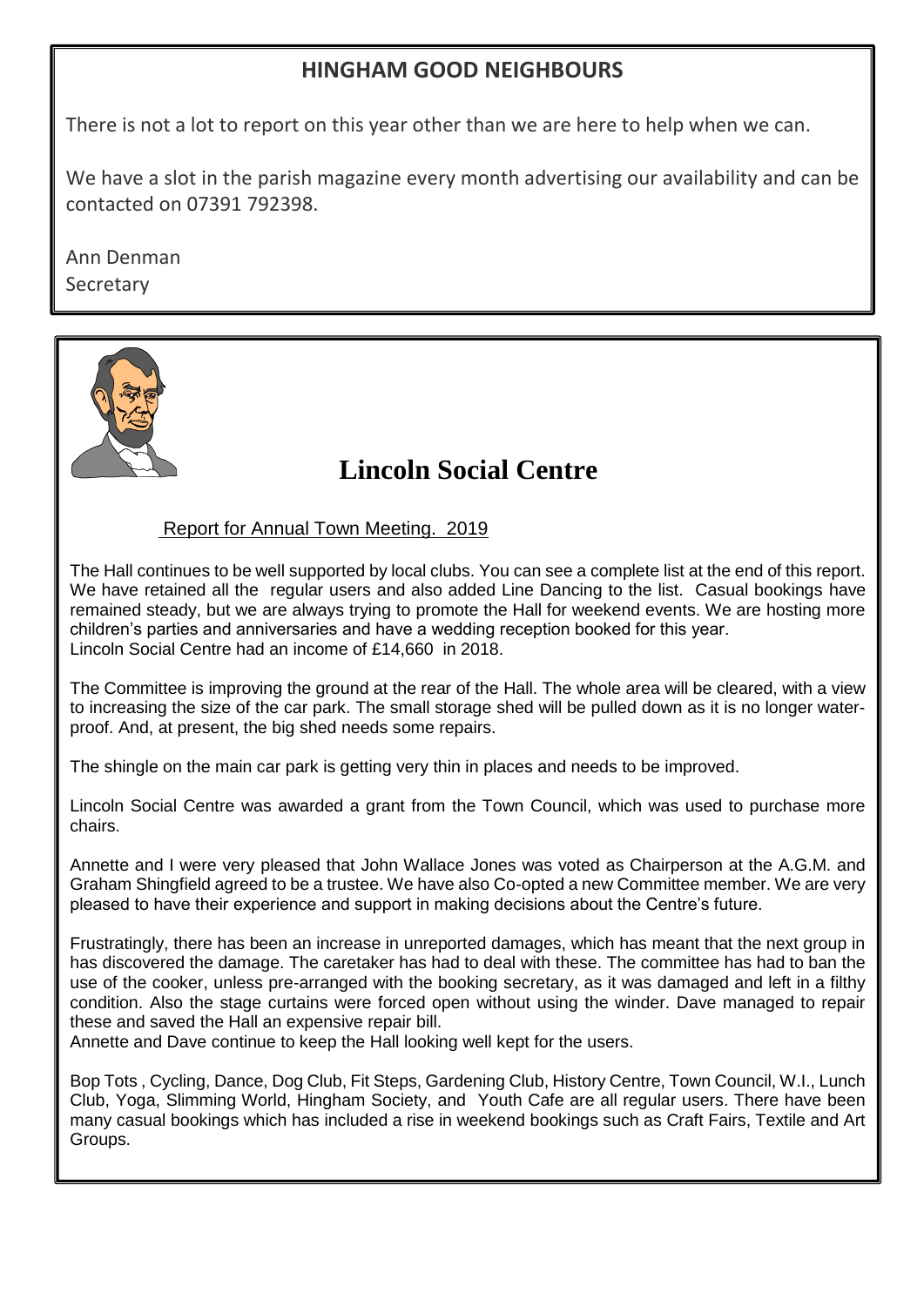## HINGHAM GOOD NEIGHBOURS

There is not a lot to report on this year other than we are here to help when we can.

We have a slot in the parish magazine every month advertising our availability and can be contacted on 07391 792398.

Ann Denman
Secretary

## Lincoln Social Centre

Report for Annual Town Meeting. 2019

The Hall continues to be well supported by local clubs. You can see a complete list at the end of this report. We have retained all the regular users and also added Line Dancing to the list. Casual bookings have remained steady, but we are always trying to promote the Hall for weekend events. We are hosting more children's parties and anniversaries and have a wedding reception booked for this year.
Lincoln Social Centre had an income of £14,660 in 2018.

The Committee is improving the ground at the rear of the Hall. The whole area will be cleared, with a view to increasing the size of the car park. The small storage shed will be pulled down as it is no longer water-proof. And, at present, the big shed needs some repairs.

The shingle on the main car park is getting very thin in places and needs to be improved.

Lincoln Social Centre was awarded a grant from the Town Council, which was used to purchase more chairs.

Annette and I were very pleased that John Wallace Jones was voted as Chairperson at the A.G.M. and Graham Shingfield agreed to be a trustee. We have also Co-opted a new Committee member. We are very pleased to have their experience and support in making decisions about the Centre's future.

Frustratingly, there has been an increase in unreported damages, which has meant that the next group in has discovered the damage. The caretaker has had to deal with these. The committee has had to ban the use of the cooker, unless pre-arranged with the booking secretary, as it was damaged and left in a filthy condition. Also the stage curtains were forced open without using the winder. Dave managed to repair these and saved the Hall an expensive repair bill.
Annette and Dave continue to keep the Hall looking well kept for the users.

Bop Tots , Cycling, Dance, Dog Club, Fit Steps, Gardening Club, History Centre, Town Council, W.I., Lunch Club, Yoga, Slimming World, Hingham Society, and Youth Cafe are all regular users. There have been many casual bookings which has included a rise in weekend bookings such as Craft Fairs, Textile and Art Groups.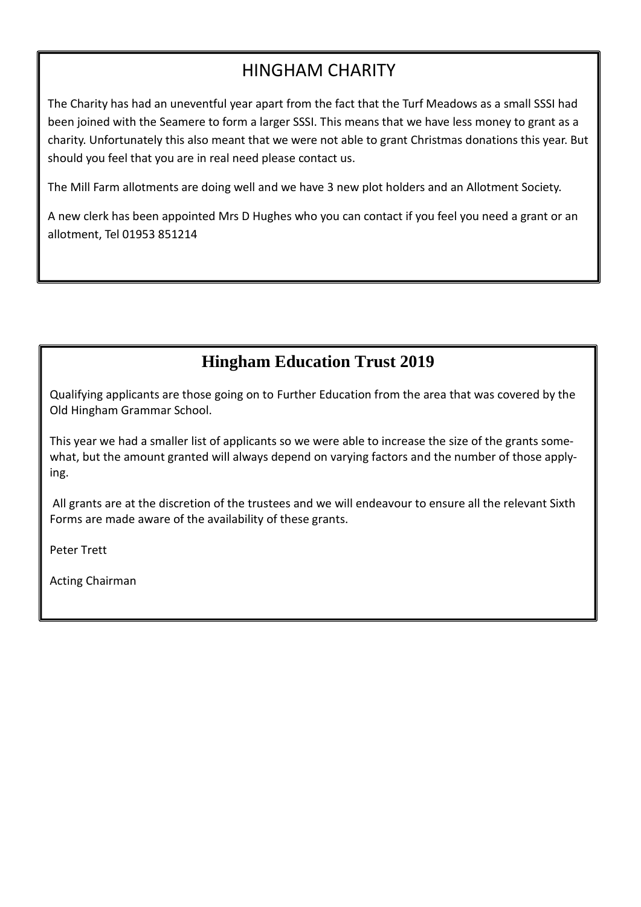## HINGHAM CHARITY

The Charity has had an uneventful year apart from the fact that the Turf Meadows as a small SSSI had been joined with the Seamere to form a larger SSSI. This means that we have less money to grant as a charity. Unfortunately this also meant that we were not able to grant Christmas donations this year. But should you feel that you are in real need please contact us.

The Mill Farm allotments are doing well and we have 3 new plot holders and an Allotment Society.

A new clerk has been appointed Mrs D Hughes who you can contact if you feel you need a grant or an allotment, Tel 01953 851214

## Hingham Education Trust 2019

Qualifying applicants are those going on to Further Education from the area that was covered by the Old Hingham Grammar School.

This year we had a smaller list of applicants so we were able to increase the size of the grants somewhat, but the amount granted will always depend on varying factors and the number of those applying.

All grants are at the discretion of the trustees and we will endeavour to ensure all the relevant Sixth Forms are made aware of the availability of these grants.

Peter Trett

Acting Chairman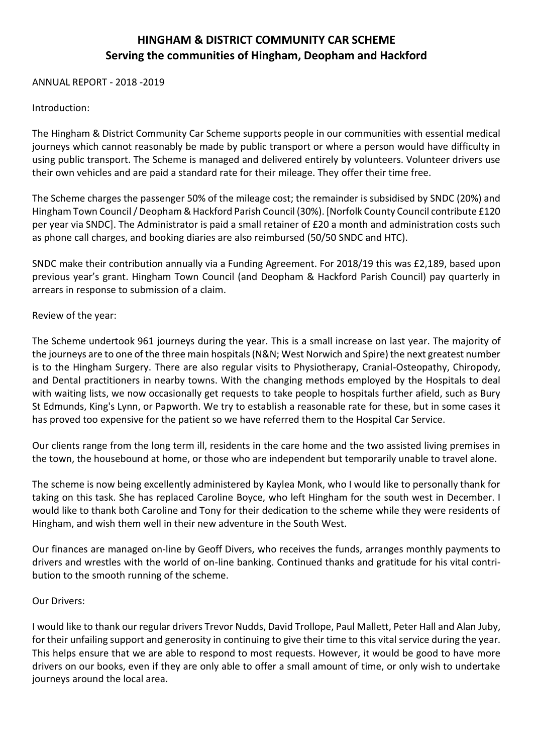# HINGHAM & DISTRICT COMMUNITY CAR SCHEME
## Serving the communities of Hingham, Deopham and Hackford

ANNUAL REPORT - 2018 -2019

Introduction:

The Hingham & District Community Car Scheme supports people in our communities with essential medical journeys which cannot reasonably be made by public transport or where a person would have difficulty in using public transport. The Scheme is managed and delivered entirely by volunteers. Volunteer drivers use their own vehicles and are paid a standard rate for their mileage. They offer their time free.

The Scheme charges the passenger 50% of the mileage cost; the remainder is subsidised by SNDC (20%) and Hingham Town Council / Deopham & Hackford Parish Council (30%). [Norfolk County Council contribute £120 per year via SNDC]. The Administrator is paid a small retainer of £20 a month and administration costs such as phone call charges, and booking diaries are also reimbursed (50/50 SNDC and HTC).

SNDC make their contribution annually via a Funding Agreement. For 2018/19 this was £2,189, based upon previous year's grant. Hingham Town Council (and Deopham & Hackford Parish Council) pay quarterly in arrears in response to submission of a claim.

Review of the year:

The Scheme undertook 961 journeys during the year. This is a small increase on last year. The majority of the journeys are to one of the three main hospitals (N&N; West Norwich and Spire) the next greatest number is to the Hingham Surgery. There are also regular visits to Physiotherapy, Cranial-Osteopathy, Chiropody, and Dental practitioners in nearby towns. With the changing methods employed by the Hospitals to deal with waiting lists, we now occasionally get requests to take people to hospitals further afield, such as Bury St Edmunds, King's Lynn, or Papworth. We try to establish a reasonable rate for these, but in some cases it has proved too expensive for the patient so we have referred them to the Hospital Car Service.

Our clients range from the long term ill, residents in the care home and the two assisted living premises in the town, the housebound at home, or those who are independent but temporarily unable to travel alone.

The scheme is now being excellently administered by Kaylea Monk, who I would like to personally thank for taking on this task. She has replaced Caroline Boyce, who left Hingham for the south west in December. I would like to thank both Caroline and Tony for their dedication to the scheme while they were residents of Hingham, and wish them well in their new adventure in the South West.

Our finances are managed on-line by Geoff Divers, who receives the funds, arranges monthly payments to drivers and wrestles with the world of on-line banking. Continued thanks and gratitude for his vital contribution to the smooth running of the scheme.

Our Drivers:

I would like to thank our regular drivers Trevor Nudds, David Trollope, Paul Mallett, Peter Hall and Alan Juby, for their unfailing support and generosity in continuing to give their time to this vital service during the year. This helps ensure that we are able to respond to most requests. However, it would be good to have more drivers on our books, even if they are only able to offer a small amount of time, or only wish to undertake journeys around the local area.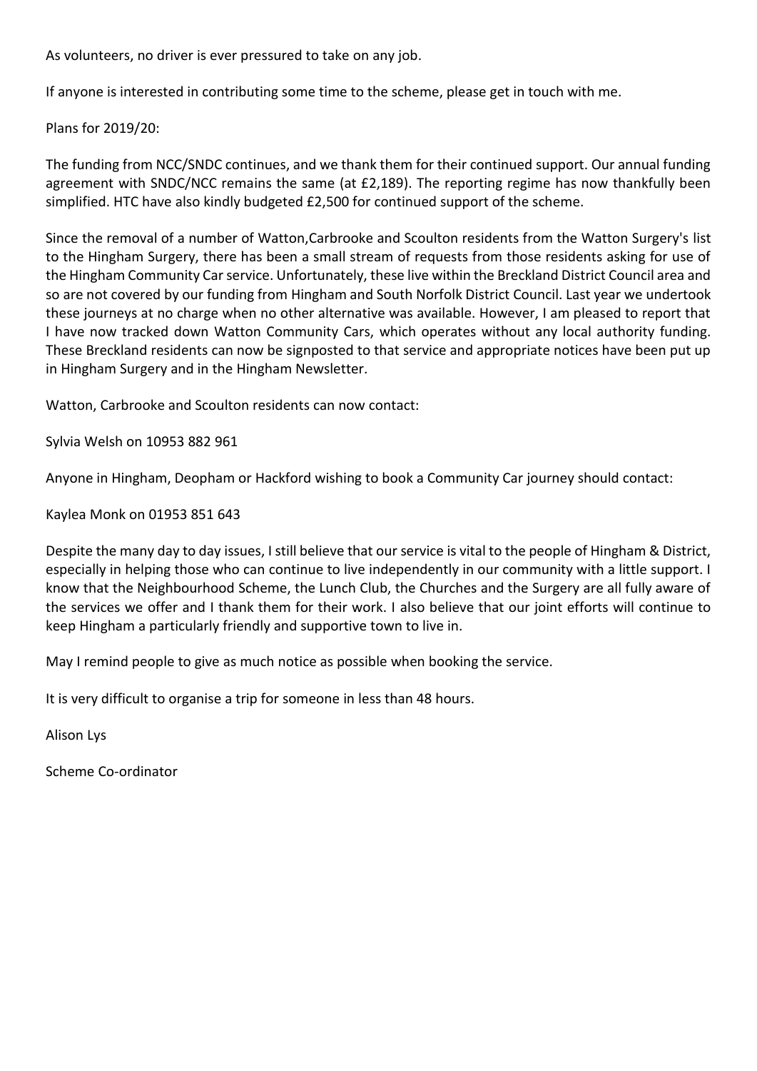As volunteers, no driver is ever pressured to take on any job.

If anyone is interested in contributing some time to the scheme, please get in touch with me.

Plans for 2019/20:

The funding from NCC/SNDC continues, and we thank them for their continued support. Our annual funding agreement with SNDC/NCC remains the same (at £2,189). The reporting regime has now thankfully been simplified. HTC have also kindly budgeted £2,500 for continued support of the scheme.

Since the removal of a number of Watton,Carbrooke and Scoulton residents from the Watton Surgery's list to the Hingham Surgery, there has been a small stream of requests from those residents asking for use of the Hingham Community Car service. Unfortunately, these live within the Breckland District Council area and so are not covered by our funding from Hingham and South Norfolk District Council. Last year we undertook these journeys at no charge when no other alternative was available. However, I am pleased to report that I have now tracked down Watton Community Cars, which operates without any local authority funding. These Breckland residents can now be signposted to that service and appropriate notices have been put up in Hingham Surgery and in the Hingham Newsletter.

Watton, Carbrooke and Scoulton residents can now contact:

Sylvia Welsh on 10953 882 961

Anyone in Hingham, Deopham or Hackford wishing to book a Community Car journey should contact:

Kaylea Monk on 01953 851 643

Despite the many day to day issues, I still believe that our service is vital to the people of Hingham & District, especially in helping those who can continue to live independently in our community with a little support. I know that the Neighbourhood Scheme, the Lunch Club, the Churches and the Surgery are all fully aware of the services we offer and I thank them for their work. I also believe that our joint efforts will continue to keep Hingham a particularly friendly and supportive town to live in.

May I remind people to give as much notice as possible when booking the service.

It is very difficult to organise a trip for someone in less than 48 hours.

Alison Lys

Scheme Co-ordinator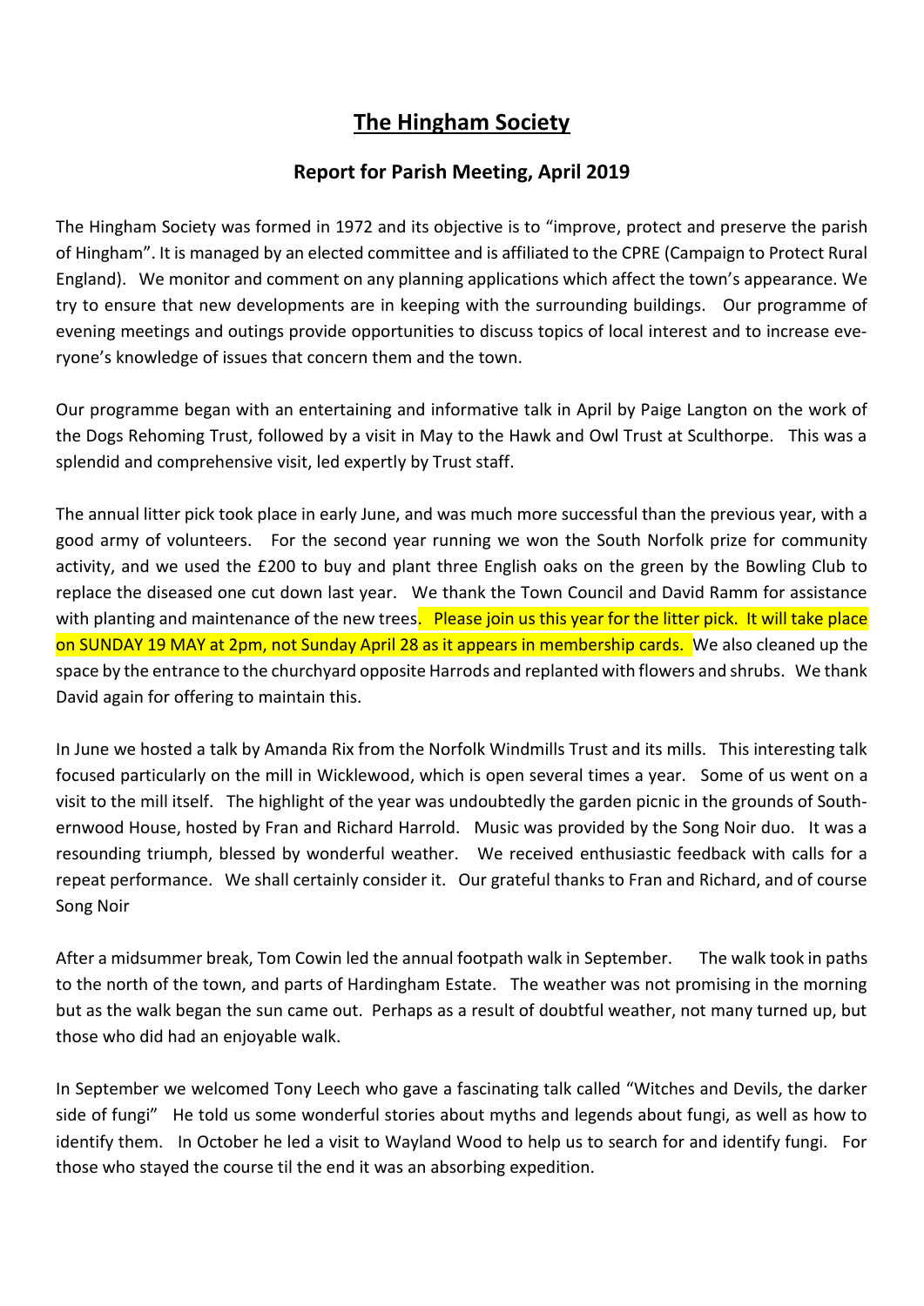# The Hingham Society

## Report for Parish Meeting, April 2019

The Hingham Society was formed in 1972 and its objective is to "improve, protect and preserve the parish of Hingham". It is managed by an elected committee and is affiliated to the CPRE (Campaign to Protect Rural England). We monitor and comment on any planning applications which affect the town's appearance. We try to ensure that new developments are in keeping with the surrounding buildings. Our programme of evening meetings and outings provide opportunities to discuss topics of local interest and to increase everyone's knowledge of issues that concern them and the town.

Our programme began with an entertaining and informative talk in April by Paige Langton on the work of the Dogs Rehoming Trust, followed by a visit in May to the Hawk and Owl Trust at Sculthorpe. This was a splendid and comprehensive visit, led expertly by Trust staff.

The annual litter pick took place in early June, and was much more successful than the previous year, with a good army of volunteers. For the second year running we won the South Norfolk prize for community activity, and we used the £200 to buy and plant three English oaks on the green by the Bowling Club to replace the diseased one cut down last year. We thank the Town Council and David Ramm for assistance with planting and maintenance of the new trees. Please join us this year for the litter pick. It will take place on SUNDAY 19 MAY at 2pm, not Sunday April 28 as it appears in membership cards. We also cleaned up the space by the entrance to the churchyard opposite Harrods and replanted with flowers and shrubs. We thank David again for offering to maintain this.

In June we hosted a talk by Amanda Rix from the Norfolk Windmills Trust and its mills. This interesting talk focused particularly on the mill in Wicklewood, which is open several times a year. Some of us went on a visit to the mill itself. The highlight of the year was undoubtedly the garden picnic in the grounds of Southernwood House, hosted by Fran and Richard Harrold. Music was provided by the Song Noir duo. It was a resounding triumph, blessed by wonderful weather. We received enthusiastic feedback with calls for a repeat performance. We shall certainly consider it. Our grateful thanks to Fran and Richard, and of course Song Noir

After a midsummer break, Tom Cowin led the annual footpath walk in September. The walk took in paths to the north of the town, and parts of Hardingham Estate. The weather was not promising in the morning but as the walk began the sun came out. Perhaps as a result of doubtful weather, not many turned up, but those who did had an enjoyable walk.

In September we welcomed Tony Leech who gave a fascinating talk called "Witches and Devils, the darker side of fungi" He told us some wonderful stories about myths and legends about fungi, as well as how to identify them. In October he led a visit to Wayland Wood to help us to search for and identify fungi. For those who stayed the course til the end it was an absorbing expedition.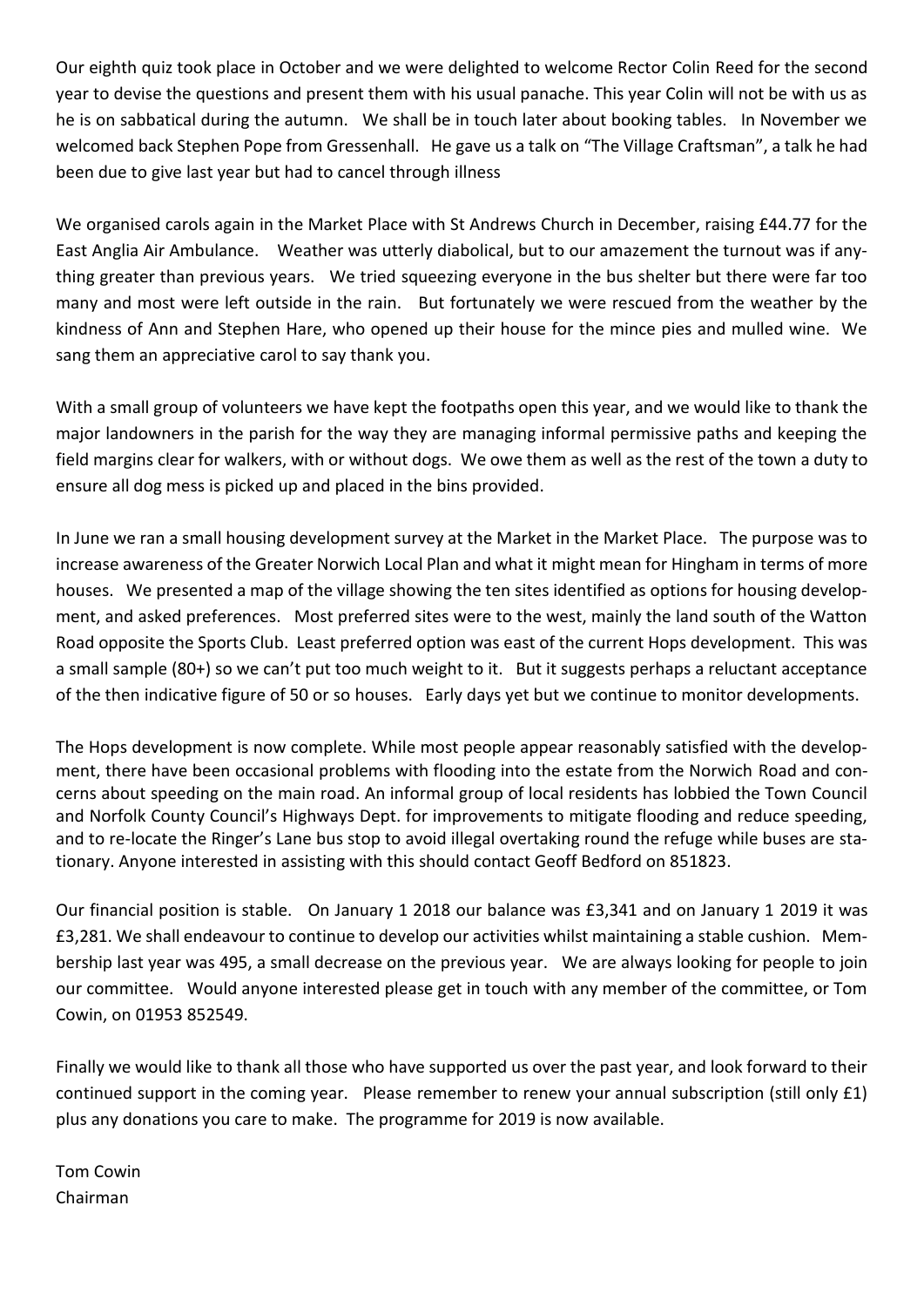Our eighth quiz took place in October and we were delighted to welcome Rector Colin Reed for the second year to devise the questions and present them with his usual panache. This year Colin will not be with us as he is on sabbatical during the autumn. We shall be in touch later about booking tables. In November we welcomed back Stephen Pope from Gressenhall. He gave us a talk on “The Village Craftsman”, a talk he had been due to give last year but had to cancel through illness

We organised carols again in the Market Place with St Andrews Church in December, raising £44.77 for the East Anglia Air Ambulance. Weather was utterly diabolical, but to our amazement the turnout was if anything greater than previous years. We tried squeezing everyone in the bus shelter but there were far too many and most were left outside in the rain. But fortunately we were rescued from the weather by the kindness of Ann and Stephen Hare, who opened up their house for the mince pies and mulled wine. We sang them an appreciative carol to say thank you.

With a small group of volunteers we have kept the footpaths open this year, and we would like to thank the major landowners in the parish for the way they are managing informal permissive paths and keeping the field margins clear for walkers, with or without dogs. We owe them as well as the rest of the town a duty to ensure all dog mess is picked up and placed in the bins provided.

In June we ran a small housing development survey at the Market in the Market Place. The purpose was to increase awareness of the Greater Norwich Local Plan and what it might mean for Hingham in terms of more houses. We presented a map of the village showing the ten sites identified as options for housing development, and asked preferences. Most preferred sites were to the west, mainly the land south of the Watton Road opposite the Sports Club. Least preferred option was east of the current Hops development. This was a small sample (80+) so we can’t put too much weight to it. But it suggests perhaps a reluctant acceptance of the then indicative figure of 50 or so houses. Early days yet but we continue to monitor developments.

The Hops development is now complete. While most people appear reasonably satisfied with the development, there have been occasional problems with flooding into the estate from the Norwich Road and concerns about speeding on the main road. An informal group of local residents has lobbied the Town Council and Norfolk County Council’s Highways Dept. for improvements to mitigate flooding and reduce speeding, and to re-locate the Ringer’s Lane bus stop to avoid illegal overtaking round the refuge while buses are stationary. Anyone interested in assisting with this should contact Geoff Bedford on 851823.

Our financial position is stable. On January 1 2018 our balance was £3,341 and on January 1 2019 it was £3,281. We shall endeavour to continue to develop our activities whilst maintaining a stable cushion. Membership last year was 495, a small decrease on the previous year. We are always looking for people to join our committee. Would anyone interested please get in touch with any member of the committee, or Tom Cowin, on 01953 852549.

Finally we would like to thank all those who have supported us over the past year, and look forward to their continued support in the coming year. Please remember to renew your annual subscription (still only £1) plus any donations you care to make. The programme for 2019 is now available.

Tom Cowin
Chairman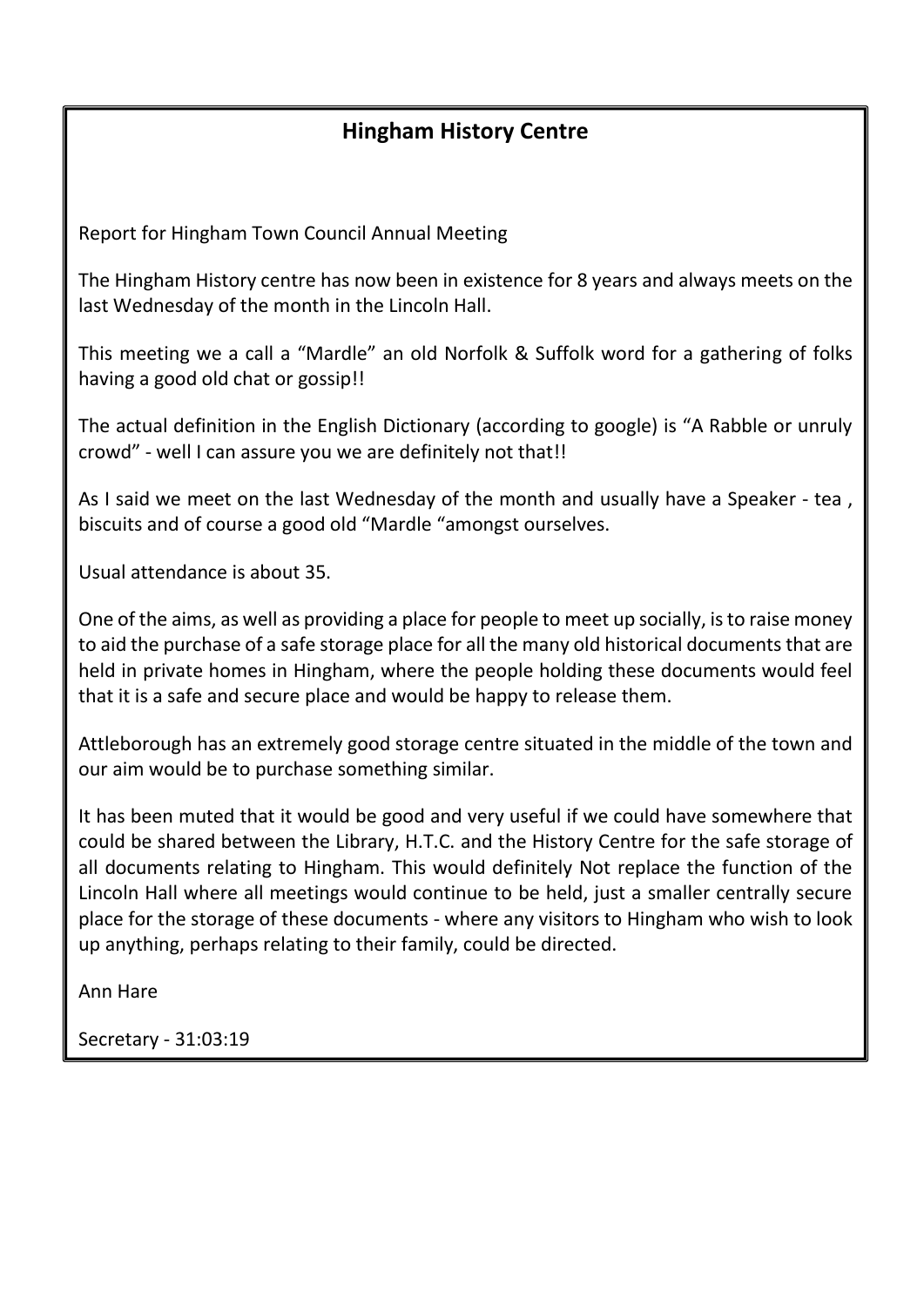## Hingham History Centre

Report for Hingham Town Council Annual Meeting

The Hingham History centre has now been in existence for 8 years and always meets on the last Wednesday of the month in the Lincoln Hall.

This meeting we a call a "Mardle" an old Norfolk & Suffolk word for a gathering of folks having a good old chat or gossip!!

The actual definition in the English Dictionary (according to google) is "A Rabble or unruly crowd" - well I can assure you we are definitely not that!!

As I said we meet on the last Wednesday of the month and usually have a Speaker - tea , biscuits and of course a good old "Mardle "amongst ourselves.

Usual attendance is about 35.

One of the aims, as well as providing a place for people to meet up socially, is to raise money to aid the purchase of a safe storage place for all the many old historical documents that are held in private homes in Hingham, where the people holding these documents would feel that it is a safe and secure place and would be happy to release them.

Attleborough has an extremely good storage centre situated in the middle of the town and our aim would be to purchase something similar.

It has been muted that it would be good and very useful if we could have somewhere that could be shared between the Library, H.T.C. and the History Centre for the safe storage of all documents relating to Hingham. This would definitely Not replace the function of the Lincoln Hall where all meetings would continue to be held, just a smaller centrally secure place for the storage of these documents - where any visitors to Hingham who wish to look up anything, perhaps relating to their family, could be directed.

Ann Hare

Secretary - 31:03:19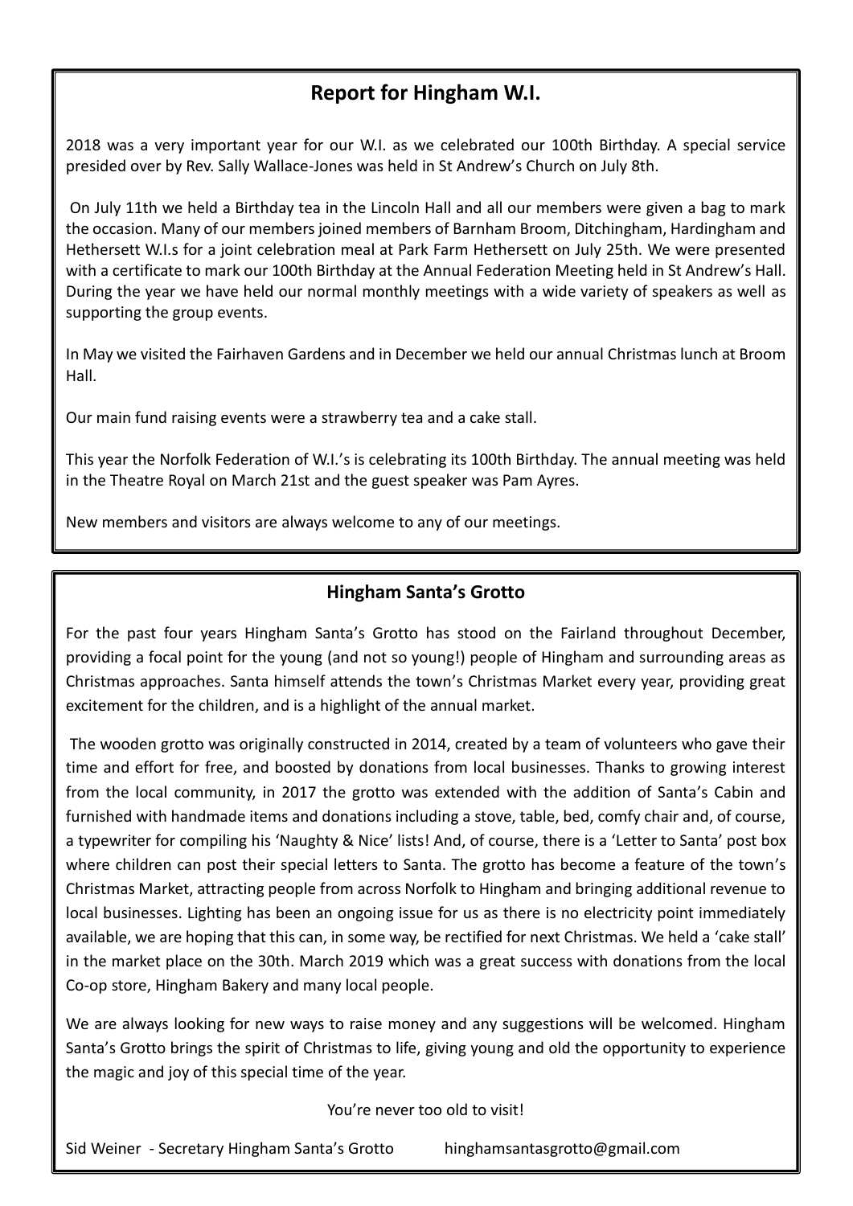## Report for Hingham W.I.

2018 was a very important year for our W.I. as we celebrated our 100th Birthday. A special service presided over by Rev. Sally Wallace-Jones was held in St Andrew's Church on July 8th.

On July 11th we held a Birthday tea in the Lincoln Hall and all our members were given a bag to mark the occasion. Many of our members joined members of Barnham Broom, Ditchingham, Hardingham and Hethersett W.I.s for a joint celebration meal at Park Farm Hethersett on July 25th. We were presented with a certificate to mark our 100th Birthday at the Annual Federation Meeting held in St Andrew's Hall. During the year we have held our normal monthly meetings with a wide variety of speakers as well as supporting the group events.

In May we visited the Fairhaven Gardens and in December we held our annual Christmas lunch at Broom Hall.

Our main fund raising events were a strawberry tea and a cake stall.

This year the Norfolk Federation of W.I.'s is celebrating its 100th Birthday. The annual meeting was held in the Theatre Royal on March 21st and the guest speaker was Pam Ayres.

New members and visitors are always welcome to any of our meetings.

## Hingham Santa's Grotto

For the past four years Hingham Santa's Grotto has stood on the Fairland throughout December, providing a focal point for the young (and not so young!) people of Hingham and surrounding areas as Christmas approaches. Santa himself attends the town's Christmas Market every year, providing great excitement for the children, and is a highlight of the annual market.

The wooden grotto was originally constructed in 2014, created by a team of volunteers who gave their time and effort for free, and boosted by donations from local businesses. Thanks to growing interest from the local community, in 2017 the grotto was extended with the addition of Santa's Cabin and furnished with handmade items and donations including a stove, table, bed, comfy chair and, of course, a typewriter for compiling his 'Naughty & Nice' lists! And, of course, there is a 'Letter to Santa' post box where children can post their special letters to Santa. The grotto has become a feature of the town's Christmas Market, attracting people from across Norfolk to Hingham and bringing additional revenue to local businesses. Lighting has been an ongoing issue for us as there is no electricity point immediately available, we are hoping that this can, in some way, be rectified for next Christmas. We held a 'cake stall' in the market place on the 30th. March 2019 which was a great success with donations from the local Co-op store, Hingham Bakery and many local people.

We are always looking for new ways to raise money and any suggestions will be welcomed. Hingham Santa's Grotto brings the spirit of Christmas to life, giving young and old the opportunity to experience the magic and joy of this special time of the year.

You're never too old to visit!

Sid Weiner - Secretary Hingham Santa's Grotto hinghamsantasgrotto@gmail.com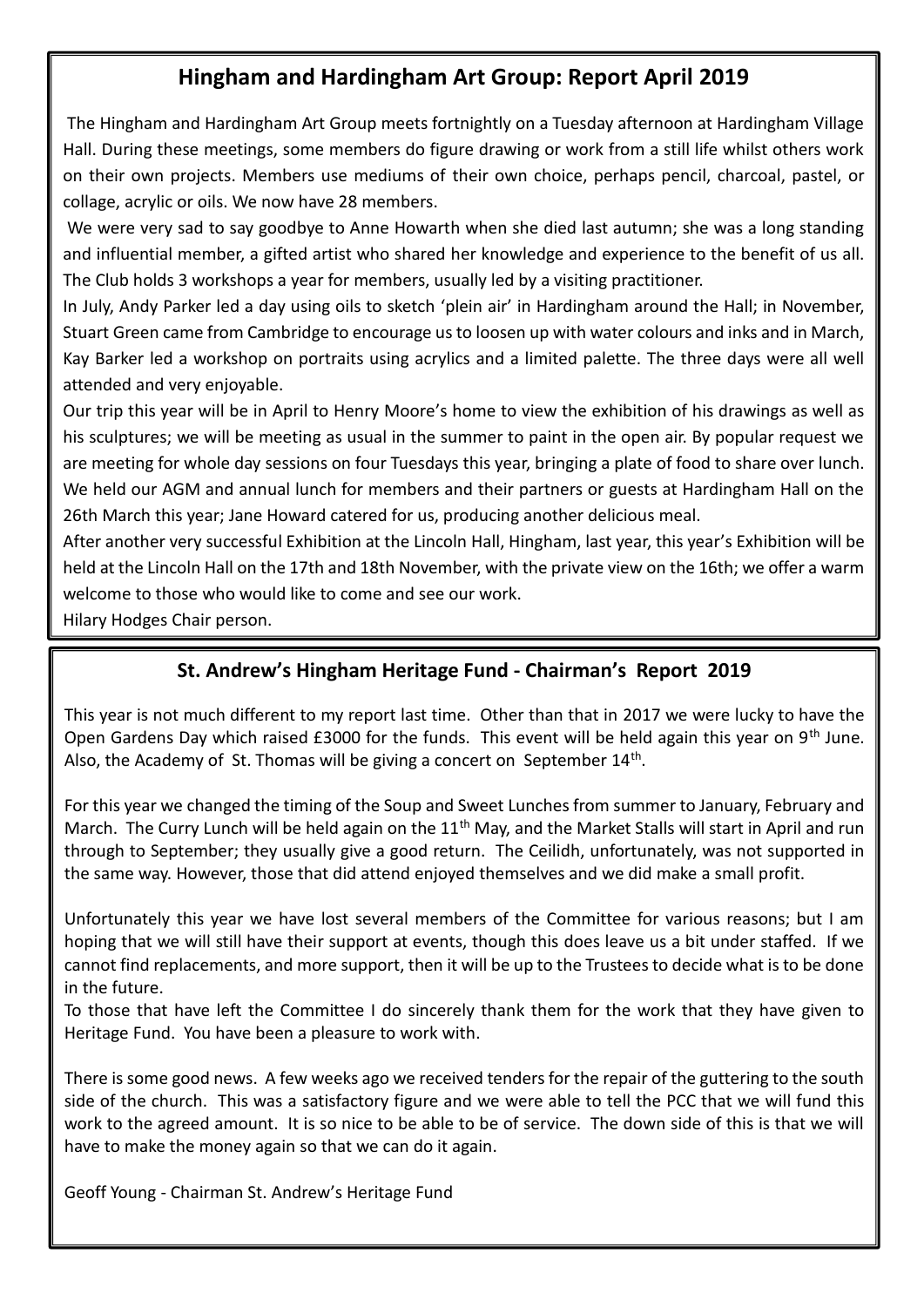## Hingham and Hardingham Art Group: Report April 2019

The Hingham and Hardingham Art Group meets fortnightly on a Tuesday afternoon at Hardingham Village Hall. During these meetings, some members do figure drawing or work from a still life whilst others work on their own projects. Members use mediums of their own choice, perhaps pencil, charcoal, pastel, or collage, acrylic or oils. We now have 28 members.

We were very sad to say goodbye to Anne Howarth when she died last autumn; she was a long standing and influential member, a gifted artist who shared her knowledge and experience to the benefit of us all. The Club holds 3 workshops a year for members, usually led by a visiting practitioner.

In July, Andy Parker led a day using oils to sketch 'plein air' in Hardingham around the Hall; in November, Stuart Green came from Cambridge to encourage us to loosen up with water colours and inks and in March, Kay Barker led a workshop on portraits using acrylics and a limited palette. The three days were all well attended and very enjoyable.

Our trip this year will be in April to Henry Moore's home to view the exhibition of his drawings as well as his sculptures; we will be meeting as usual in the summer to paint in the open air. By popular request we are meeting for whole day sessions on four Tuesdays this year, bringing a plate of food to share over lunch. We held our AGM and annual lunch for members and their partners or guests at Hardingham Hall on the 26th March this year; Jane Howard catered for us, producing another delicious meal.

After another very successful Exhibition at the Lincoln Hall, Hingham, last year, this year's Exhibition will be held at the Lincoln Hall on the 17th and 18th November, with the private view on the 16th; we offer a warm welcome to those who would like to come and see our work.

Hilary Hodges Chair person.

## St. Andrew's Hingham Heritage Fund - Chairman's Report 2019

This year is not much different to my report last time. Other than that in 2017 we were lucky to have the Open Gardens Day which raised £3000 for the funds. This event will be held again this year on 9th June. Also, the Academy of St. Thomas will be giving a concert on September 14th.

For this year we changed the timing of the Soup and Sweet Lunches from summer to January, February and March. The Curry Lunch will be held again on the 11th May, and the Market Stalls will start in April and run through to September; they usually give a good return. The Ceilidh, unfortunately, was not supported in the same way. However, those that did attend enjoyed themselves and we did make a small profit.

Unfortunately this year we have lost several members of the Committee for various reasons; but I am hoping that we will still have their support at events, though this does leave us a bit under staffed. If we cannot find replacements, and more support, then it will be up to the Trustees to decide what is to be done in the future.

To those that have left the Committee I do sincerely thank them for the work that they have given to Heritage Fund. You have been a pleasure to work with.

There is some good news. A few weeks ago we received tenders for the repair of the guttering to the south side of the church. This was a satisfactory figure and we were able to tell the PCC that we will fund this work to the agreed amount. It is so nice to be able to be of service. The down side of this is that we will have to make the money again so that we can do it again.

Geoff Young - Chairman St. Andrew's Heritage Fund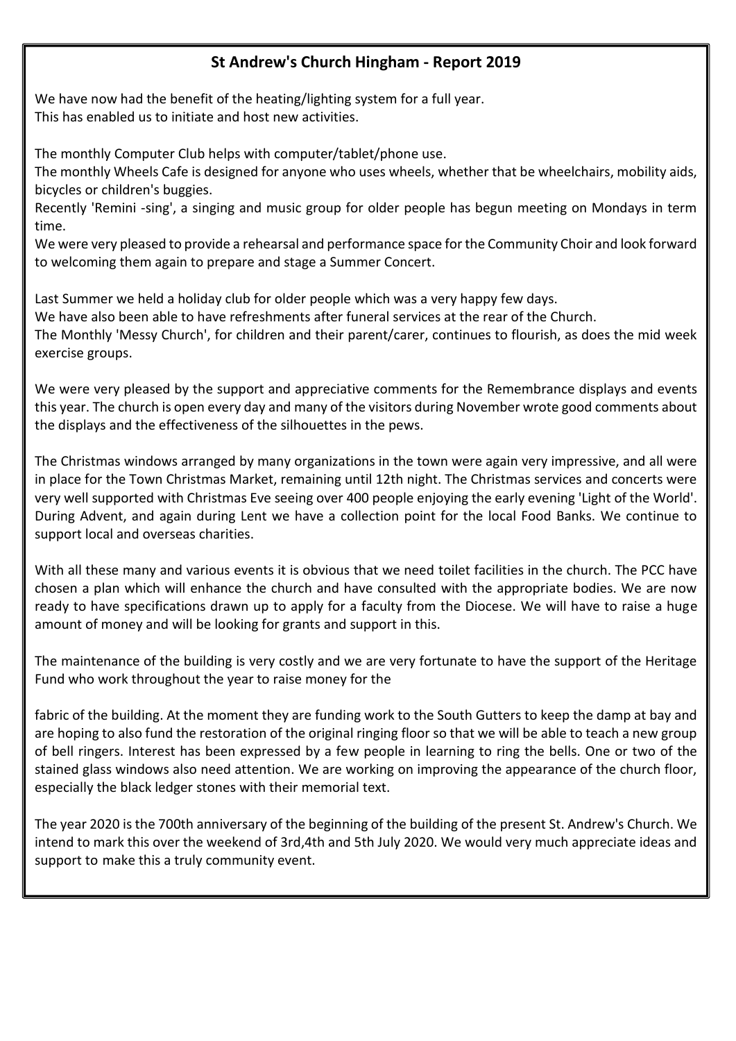# St Andrew's Church Hingham - Report 2019

We have now had the benefit of the heating/lighting system for a full year.
This has enabled us to initiate and host new activities.

The monthly Computer Club helps with computer/tablet/phone use.
The monthly Wheels Cafe is designed for anyone who uses wheels, whether that be wheelchairs, mobility aids, bicycles or children's buggies.
Recently 'Remini -sing', a singing and music group for older people has begun meeting on Mondays in term time.
We were very pleased to provide a rehearsal and performance space for the Community Choir and look forward to welcoming them again to prepare and stage a Summer Concert.

Last Summer we held a holiday club for older people which was a very happy few days.
We have also been able to have refreshments after funeral services at the rear of the Church.
The Monthly 'Messy Church', for children and their parent/carer, continues to flourish, as does the mid week exercise groups.

We were very pleased by the support and appreciative comments for the Remembrance displays and events this year. The church is open every day and many of the visitors during November wrote good comments about the displays and the effectiveness of the silhouettes in the pews.

The Christmas windows arranged by many organizations in the town were again very impressive, and all were in place for the Town Christmas Market, remaining until 12th night. The Christmas services and concerts were very well supported with Christmas Eve seeing over 400 people enjoying the early evening 'Light of the World'. During Advent, and again during Lent we have a collection point for the local Food Banks. We continue to support local and overseas charities.

With all these many and various events it is obvious that we need toilet facilities in the church. The PCC have chosen a plan which will enhance the church and have consulted with the appropriate bodies. We are now ready to have specifications drawn up to apply for a faculty from the Diocese. We will have to raise a huge amount of money and will be looking for grants and support in this.

The maintenance of the building is very costly and we are very fortunate to have the support of the Heritage Fund who work throughout the year to raise money for the fabric of the building. At the moment they are funding work to the South Gutters to keep the damp at bay and are hoping to also fund the restoration of the original ringing floor so that we will be able to teach a new group of bell ringers. Interest has been expressed by a few people in learning to ring the bells. One or two of the stained glass windows also need attention. We are working on improving the appearance of the church floor, especially the black ledger stones with their memorial text.

The year 2020 is the 700th anniversary of the beginning of the building of the present St. Andrew's Church. We intend to mark this over the weekend of 3rd,4th and 5th July 2020. We would very much appreciate ideas and support to make this a truly community event.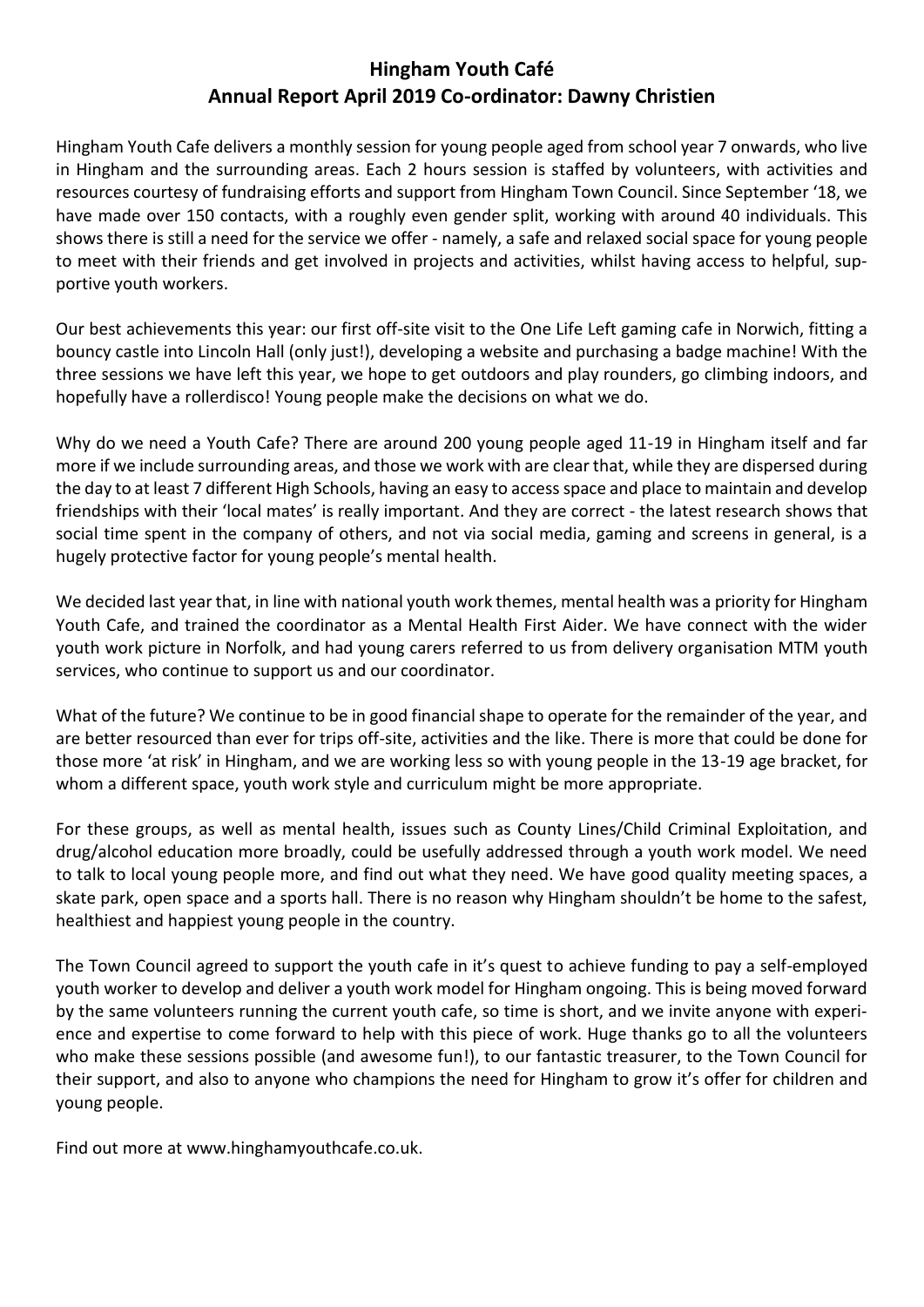# Hingham Youth Café
## Annual Report April 2019 Co-ordinator: Dawny Christien

Hingham Youth Cafe delivers a monthly session for young people aged from school year 7 onwards, who live in Hingham and the surrounding areas. Each 2 hours session is staffed by volunteers, with activities and resources courtesy of fundraising efforts and support from Hingham Town Council. Since September '18, we have made over 150 contacts, with a roughly even gender split, working with around 40 individuals. This shows there is still a need for the service we offer - namely, a safe and relaxed social space for young people to meet with their friends and get involved in projects and activities, whilst having access to helpful, supportive youth workers.

Our best achievements this year: our first off-site visit to the One Life Left gaming cafe in Norwich, fitting a bouncy castle into Lincoln Hall (only just!), developing a website and purchasing a badge machine! With the three sessions we have left this year, we hope to get outdoors and play rounders, go climbing indoors, and hopefully have a rollerdisco! Young people make the decisions on what we do.

Why do we need a Youth Cafe? There are around 200 young people aged 11-19 in Hingham itself and far more if we include surrounding areas, and those we work with are clear that, while they are dispersed during the day to at least 7 different High Schools, having an easy to access space and place to maintain and develop friendships with their 'local mates' is really important. And they are correct - the latest research shows that social time spent in the company of others, and not via social media, gaming and screens in general, is a hugely protective factor for young people's mental health.

We decided last year that, in line with national youth work themes, mental health was a priority for Hingham Youth Cafe, and trained the coordinator as a Mental Health First Aider. We have connect with the wider youth work picture in Norfolk, and had young carers referred to us from delivery organisation MTM youth services, who continue to support us and our coordinator.

What of the future? We continue to be in good financial shape to operate for the remainder of the year, and are better resourced than ever for trips off-site, activities and the like. There is more that could be done for those more 'at risk' in Hingham, and we are working less so with young people in the 13-19 age bracket, for whom a different space, youth work style and curriculum might be more appropriate.

For these groups, as well as mental health, issues such as County Lines/Child Criminal Exploitation, and drug/alcohol education more broadly, could be usefully addressed through a youth work model. We need to talk to local young people more, and find out what they need. We have good quality meeting spaces, a skate park, open space and a sports hall. There is no reason why Hingham shouldn't be home to the safest, healthiest and happiest young people in the country.

The Town Council agreed to support the youth cafe in it's quest to achieve funding to pay a self-employed youth worker to develop and deliver a youth work model for Hingham ongoing. This is being moved forward by the same volunteers running the current youth cafe, so time is short, and we invite anyone with experience and expertise to come forward to help with this piece of work. Huge thanks go to all the volunteers who make these sessions possible (and awesome fun!), to our fantastic treasurer, to the Town Council for their support, and also to anyone who champions the need for Hingham to grow it's offer for children and young people.

Find out more at www.hinghamyouthcafe.co.uk.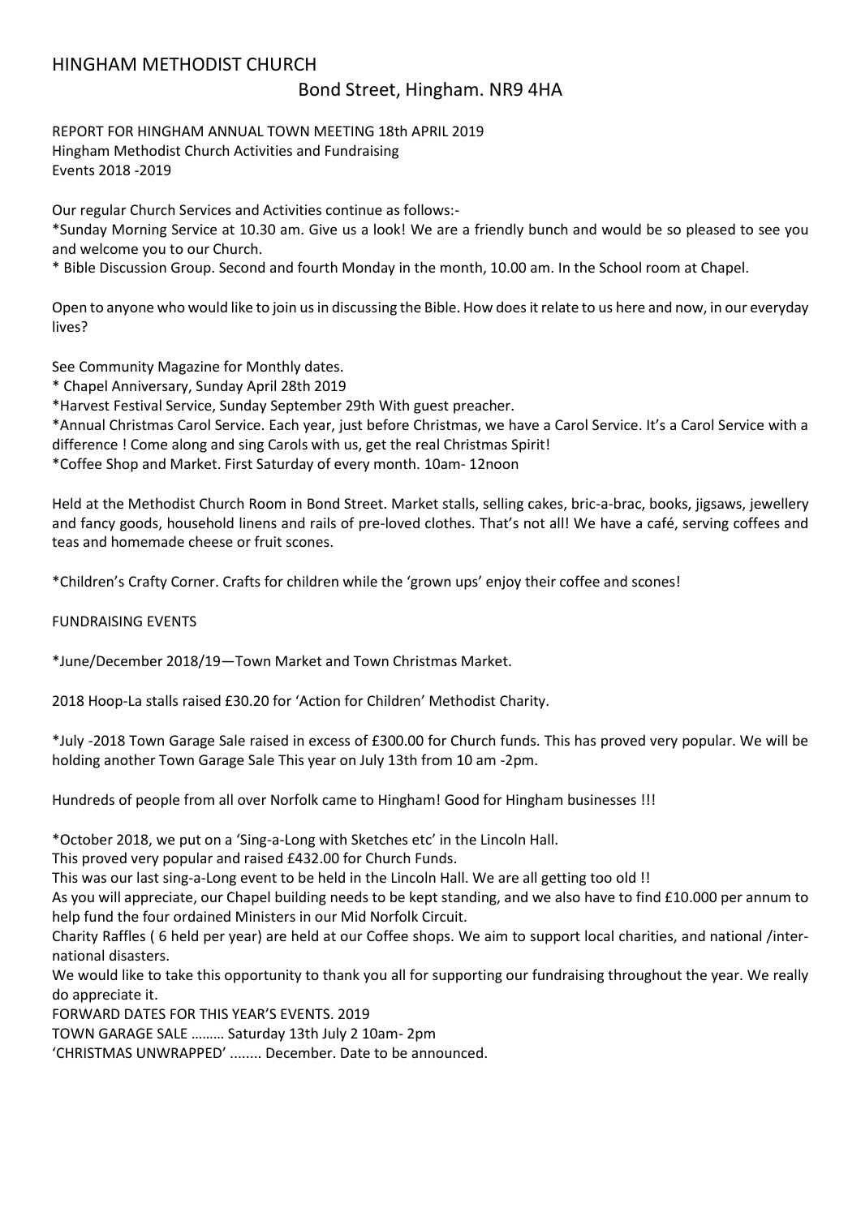# HINGHAM METHODIST CHURCH

## Bond Street, Hingham. NR9 4HA

REPORT FOR HINGHAM ANNUAL TOWN MEETING 18th APRIL 2019
Hingham Methodist Church Activities and Fundraising
Events 2018 -2019

Our regular Church Services and Activities continue as follows:-

*Sunday Morning Service at 10.30 am. Give us a look! We are a friendly bunch and would be so pleased to see you and welcome you to our Church.

* Bible Discussion Group. Second and fourth Monday in the month, 10.00 am. In the School room at Chapel.

Open to anyone who would like to join us in discussing the Bible. How does it relate to us here and now, in our everyday lives?

See Community Magazine for Monthly dates.

* Chapel Anniversary, Sunday April 28th 2019

*Harvest Festival Service, Sunday September 29th With guest preacher.

*Annual Christmas Carol Service. Each year, just before Christmas, we have a Carol Service. It's a Carol Service with a difference ! Come along and sing Carols with us, get the real Christmas Spirit!

*Coffee Shop and Market. First Saturday of every month. 10am- 12noon

Held at the Methodist Church Room in Bond Street. Market stalls, selling cakes, bric-a-brac, books, jigsaws, jewellery and fancy goods, household linens and rails of pre-loved clothes. That's not all! We have a café, serving coffees and teas and homemade cheese or fruit scones.

*Children's Crafty Corner. Crafts for children while the 'grown ups' enjoy their coffee and scones!

FUNDRAISING EVENTS

*June/December 2018/19—Town Market and Town Christmas Market.

2018 Hoop-La stalls raised £30.20 for 'Action for Children' Methodist Charity.

*July -2018 Town Garage Sale raised in excess of £300.00 for Church funds. This has proved very popular. We will be holding another Town Garage Sale This year on July 13th from 10 am -2pm.

Hundreds of people from all over Norfolk came to Hingham! Good for Hingham businesses !!!

*October 2018, we put on a 'Sing-a-Long with Sketches etc' in the Lincoln Hall.

This proved very popular and raised £432.00 for Church Funds.

This was our last sing-a-Long event to be held in the Lincoln Hall. We are all getting too old !!

As you will appreciate, our Chapel building needs to be kept standing, and we also have to find £10.000 per annum to help fund the four ordained Ministers in our Mid Norfolk Circuit.

Charity Raffles ( 6 held per year) are held at our Coffee shops. We aim to support local charities, and national /international disasters.

We would like to take this opportunity to thank you all for supporting our fundraising throughout the year. We really do appreciate it.

FORWARD DATES FOR THIS YEAR'S EVENTS. 2019

TOWN GARAGE SALE ……… Saturday 13th July 2 10am- 2pm

'CHRISTMAS UNWRAPPED' ........ December. Date to be announced.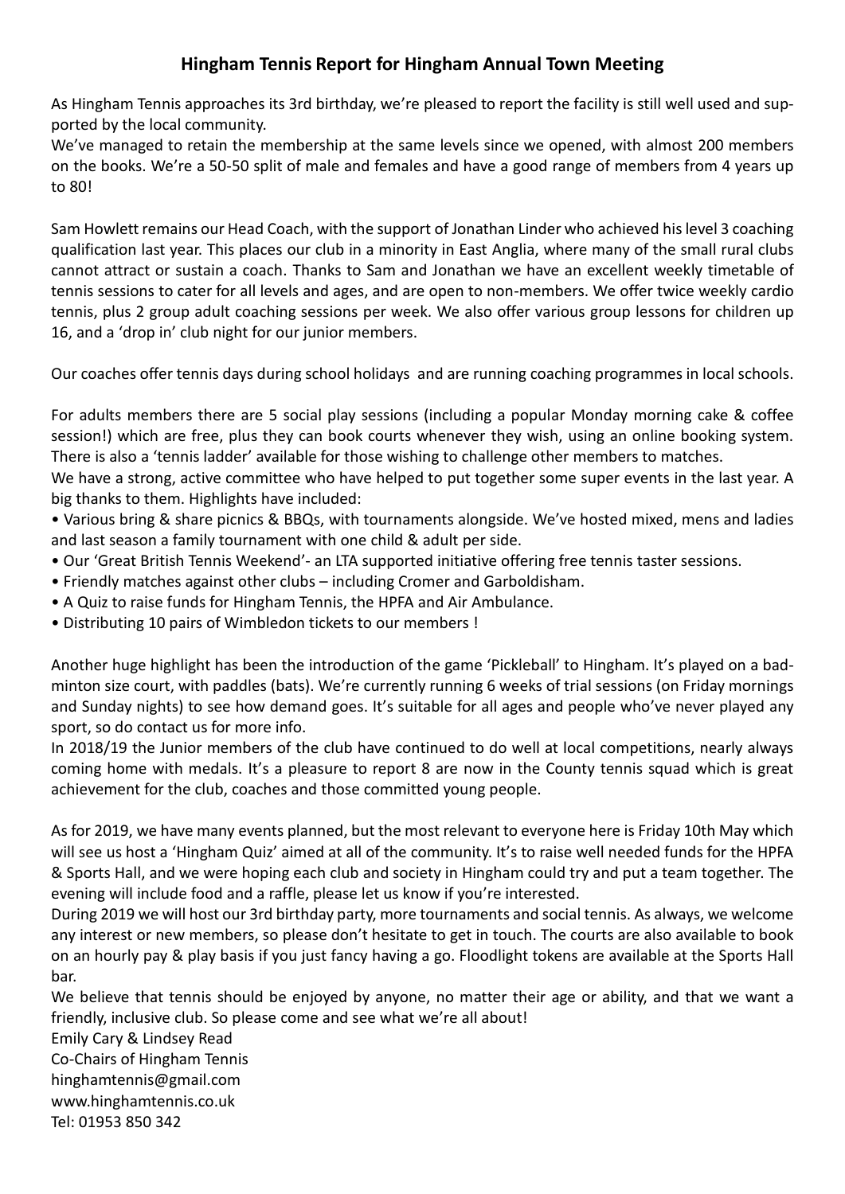## Hingham Tennis Report for Hingham Annual Town Meeting

As Hingham Tennis approaches its 3rd birthday, we're pleased to report the facility is still well used and supported by the local community.

We've managed to retain the membership at the same levels since we opened, with almost 200 members on the books. We're a 50-50 split of male and females and have a good range of members from 4 years up to 80!

Sam Howlett remains our Head Coach, with the support of Jonathan Linder who achieved his level 3 coaching qualification last year. This places our club in a minority in East Anglia, where many of the small rural clubs cannot attract or sustain a coach. Thanks to Sam and Jonathan we have an excellent weekly timetable of tennis sessions to cater for all levels and ages, and are open to non-members. We offer twice weekly cardio tennis, plus 2 group adult coaching sessions per week. We also offer various group lessons for children up 16, and a 'drop in' club night for our junior members.

Our coaches offer tennis days during school holidays and are running coaching programmes in local schools.

For adults members there are 5 social play sessions (including a popular Monday morning cake & coffee session!) which are free, plus they can book courts whenever they wish, using an online booking system. There is also a 'tennis ladder' available for those wishing to challenge other members to matches.

We have a strong, active committee who have helped to put together some super events in the last year. A big thanks to them. Highlights have included:

- Various bring & share picnics & BBQs, with tournaments alongside. We've hosted mixed, mens and ladies and last season a family tournament with one child & adult per side.
- Our 'Great British Tennis Weekend'- an LTA supported initiative offering free tennis taster sessions.
- Friendly matches against other clubs – including Cromer and Garboldisham.
- A Quiz to raise funds for Hingham Tennis, the HPFA and Air Ambulance.
- Distributing 10 pairs of Wimbledon tickets to our members !

Another huge highlight has been the introduction of the game 'Pickleball' to Hingham. It's played on a badminton size court, with paddles (bats). We're currently running 6 weeks of trial sessions (on Friday mornings and Sunday nights) to see how demand goes. It's suitable for all ages and people who've never played any sport, so do contact us for more info.

In 2018/19 the Junior members of the club have continued to do well at local competitions, nearly always coming home with medals. It's a pleasure to report 8 are now in the County tennis squad which is great achievement for the club, coaches and those committed young people.

As for 2019, we have many events planned, but the most relevant to everyone here is Friday 10th May which will see us host a 'Hingham Quiz' aimed at all of the community. It's to raise well needed funds for the HPFA & Sports Hall, and we were hoping each club and society in Hingham could try and put a team together. The evening will include food and a raffle, please let us know if you're interested.

During 2019 we will host our 3rd birthday party, more tournaments and social tennis. As always, we welcome any interest or new members, so please don't hesitate to get in touch. The courts are also available to book on an hourly pay & play basis if you just fancy having a go. Floodlight tokens are available at the Sports Hall bar.

We believe that tennis should be enjoyed by anyone, no matter their age or ability, and that we want a friendly, inclusive club. So please come and see what we're all about!

Emily Cary & Lindsey Read
Co-Chairs of Hingham Tennis
hinghamtennis@gmail.com
www.hinghamtennis.co.uk
Tel: 01953 850 342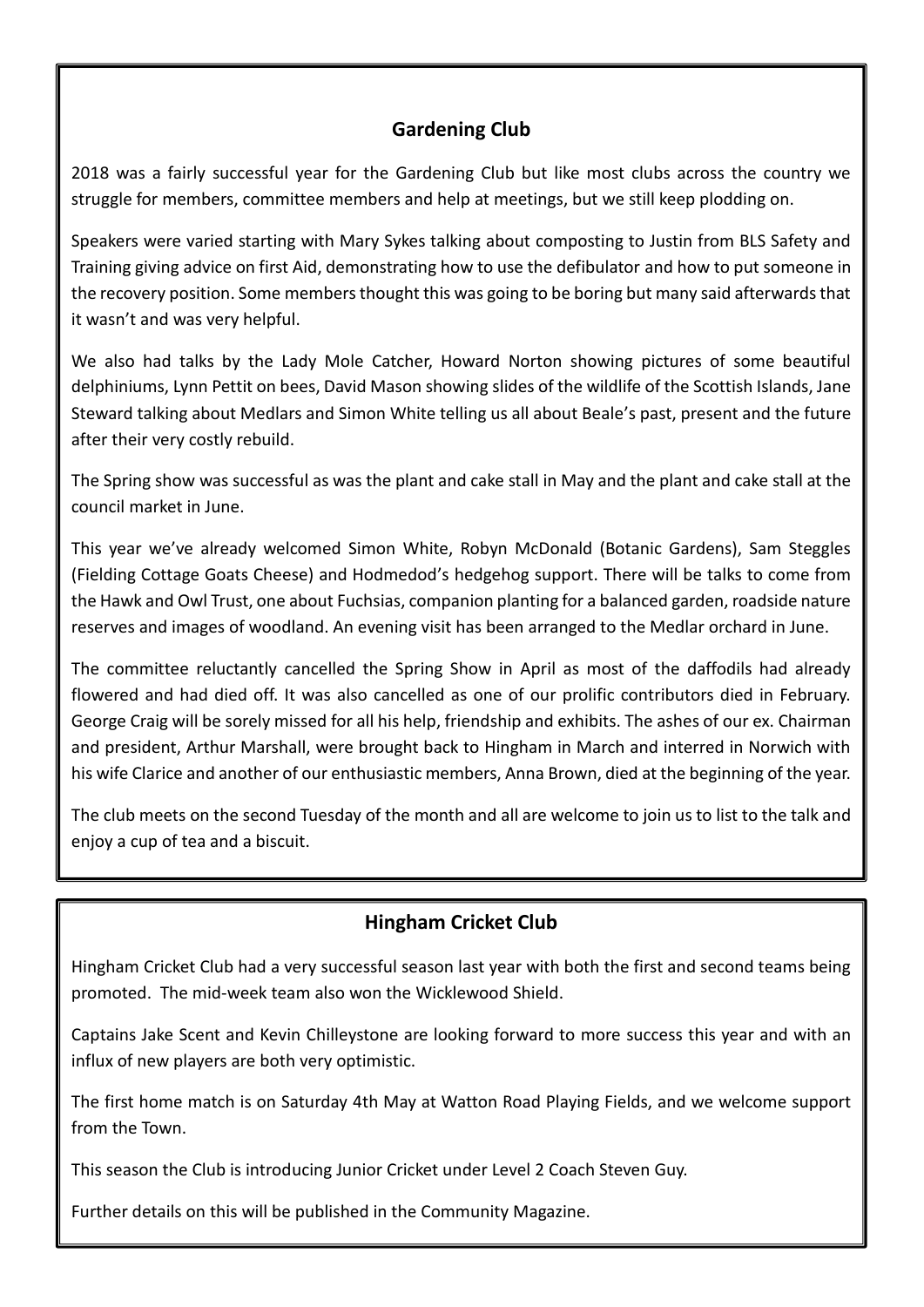## Gardening Club

2018 was a fairly successful year for the Gardening Club but like most clubs across the country we struggle for members, committee members and help at meetings, but we still keep plodding on.

Speakers were varied starting with Mary Sykes talking about composting to Justin from BLS Safety and Training giving advice on first Aid, demonstrating how to use the defibulator and how to put someone in the recovery position. Some members thought this was going to be boring but many said afterwards that it wasn't and was very helpful.

We also had talks by the Lady Mole Catcher, Howard Norton showing pictures of some beautiful delphiniums, Lynn Pettit on bees, David Mason showing slides of the wildlife of the Scottish Islands, Jane Steward talking about Medlars and Simon White telling us all about Beale's past, present and the future after their very costly rebuild.

The Spring show was successful as was the plant and cake stall in May and the plant and cake stall at the council market in June.

This year we've already welcomed Simon White, Robyn McDonald (Botanic Gardens), Sam Steggles (Fielding Cottage Goats Cheese) and Hodmedod's hedgehog support. There will be talks to come from the Hawk and Owl Trust, one about Fuchsias, companion planting for a balanced garden, roadside nature reserves and images of woodland. An evening visit has been arranged to the Medlar orchard in June.

The committee reluctantly cancelled the Spring Show in April as most of the daffodils had already flowered and had died off. It was also cancelled as one of our prolific contributors died in February. George Craig will be sorely missed for all his help, friendship and exhibits. The ashes of our ex. Chairman and president, Arthur Marshall, were brought back to Hingham in March and interred in Norwich with his wife Clarice and another of our enthusiastic members, Anna Brown, died at the beginning of the year.

The club meets on the second Tuesday of the month and all are welcome to join us to list to the talk and enjoy a cup of tea and a biscuit.

## Hingham Cricket Club

Hingham Cricket Club had a very successful season last year with both the first and second teams being promoted. The mid-week team also won the Wicklewood Shield.

Captains Jake Scent and Kevin Chilleystone are looking forward to more success this year and with an influx of new players are both very optimistic.

The first home match is on Saturday 4th May at Watton Road Playing Fields, and we welcome support from the Town.

This season the Club is introducing Junior Cricket under Level 2 Coach Steven Guy.

Further details on this will be published in the Community Magazine.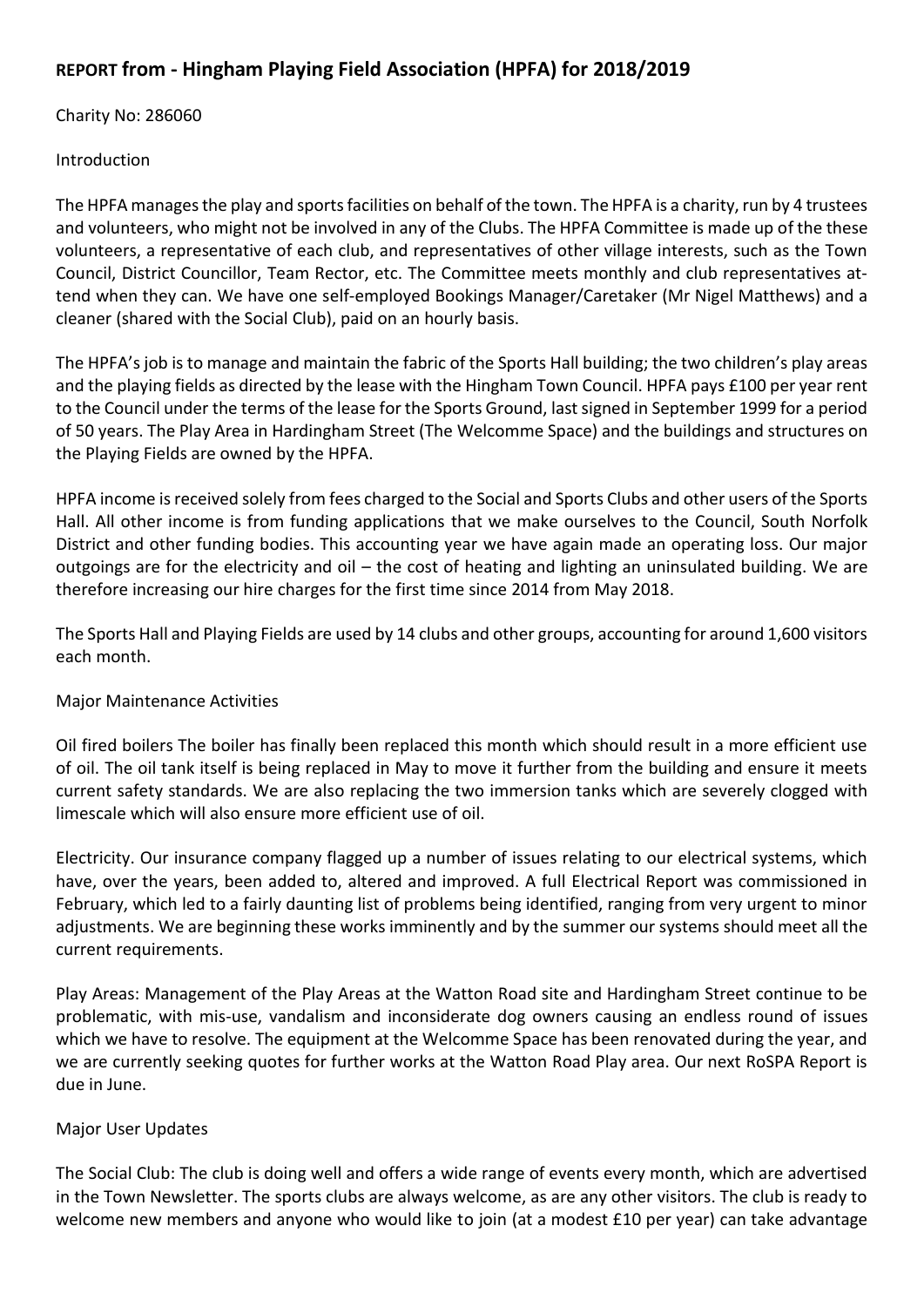## **REPORT from - Hingham Playing Field Association (HPFA) for 2018/2019**

Charity No: 286060

Introduction

The HPFA manages the play and sports facilities on behalf of the town. The HPFA is a charity, run by 4 trustees and volunteers, who might not be involved in any of the Clubs. The HPFA Committee is made up of the these volunteers, a representative of each club, and representatives of other village interests, such as the Town Council, District Councillor, Team Rector, etc. The Committee meets monthly and club representatives attend when they can. We have one self-employed Bookings Manager/Caretaker (Mr Nigel Matthews) and a cleaner (shared with the Social Club), paid on an hourly basis.

The HPFA's job is to manage and maintain the fabric of the Sports Hall building; the two children's play areas and the playing fields as directed by the lease with the Hingham Town Council. HPFA pays £100 per year rent to the Council under the terms of the lease for the Sports Ground, last signed in September 1999 for a period of 50 years. The Play Area in Hardingham Street (The Welcomme Space) and the buildings and structures on the Playing Fields are owned by the HPFA.

HPFA income is received solely from fees charged to the Social and Sports Clubs and other users of the Sports Hall. All other income is from funding applications that we make ourselves to the Council, South Norfolk District and other funding bodies. This accounting year we have again made an operating loss. Our major outgoings are for the electricity and oil – the cost of heating and lighting an uninsulated building. We are therefore increasing our hire charges for the first time since 2014 from May 2018.

The Sports Hall and Playing Fields are used by 14 clubs and other groups, accounting for around 1,600 visitors each month.

Major Maintenance Activities

Oil fired boilers The boiler has finally been replaced this month which should result in a more efficient use of oil. The oil tank itself is being replaced in May to move it further from the building and ensure it meets current safety standards. We are also replacing the two immersion tanks which are severely clogged with limescale which will also ensure more efficient use of oil.

Electricity. Our insurance company flagged up a number of issues relating to our electrical systems, which have, over the years, been added to, altered and improved. A full Electrical Report was commissioned in February, which led to a fairly daunting list of problems being identified, ranging from very urgent to minor adjustments. We are beginning these works imminently and by the summer our systems should meet all the current requirements.

Play Areas: Management of the Play Areas at the Watton Road site and Hardingham Street continue to be problematic, with mis-use, vandalism and inconsiderate dog owners causing an endless round of issues which we have to resolve. The equipment at the Welcomme Space has been renovated during the year, and we are currently seeking quotes for further works at the Watton Road Play area. Our next RoSPA Report is due in June.

Major User Updates

The Social Club: The club is doing well and offers a wide range of events every month, which are advertised in the Town Newsletter. The sports clubs are always welcome, as are any other visitors. The club is ready to welcome new members and anyone who would like to join (at a modest £10 per year) can take advantage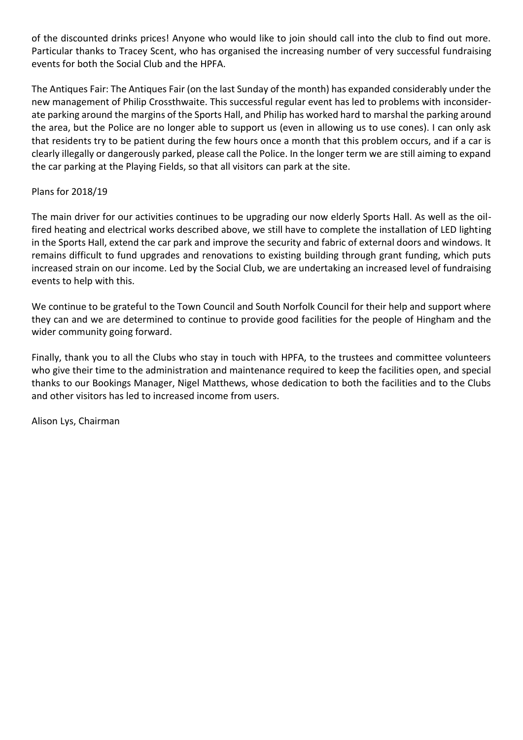of the discounted drinks prices! Anyone who would like to join should call into the club to find out more. Particular thanks to Tracey Scent, who has organised the increasing number of very successful fundraising events for both the Social Club and the HPFA.

The Antiques Fair: The Antiques Fair (on the last Sunday of the month) has expanded considerably under the new management of Philip Crossthwaite. This successful regular event has led to problems with inconsiderate parking around the margins of the Sports Hall, and Philip has worked hard to marshal the parking around the area, but the Police are no longer able to support us (even in allowing us to use cones). I can only ask that residents try to be patient during the few hours once a month that this problem occurs, and if a car is clearly illegally or dangerously parked, please call the Police. In the longer term we are still aiming to expand the car parking at the Playing Fields, so that all visitors can park at the site.

Plans for 2018/19

The main driver for our activities continues to be upgrading our now elderly Sports Hall. As well as the oil-fired heating and electrical works described above, we still have to complete the installation of LED lighting in the Sports Hall, extend the car park and improve the security and fabric of external doors and windows. It remains difficult to fund upgrades and renovations to existing building through grant funding, which puts increased strain on our income. Led by the Social Club, we are undertaking an increased level of fundraising events to help with this.

We continue to be grateful to the Town Council and South Norfolk Council for their help and support where they can and we are determined to continue to provide good facilities for the people of Hingham and the wider community going forward.

Finally, thank you to all the Clubs who stay in touch with HPFA, to the trustees and committee volunteers who give their time to the administration and maintenance required to keep the facilities open, and special thanks to our Bookings Manager, Nigel Matthews, whose dedication to both the facilities and to the Clubs and other visitors has led to increased income from users.

Alison Lys, Chairman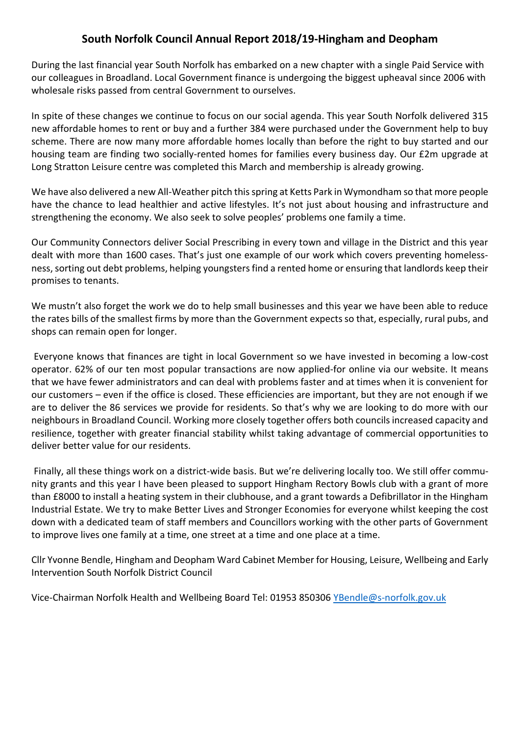# South Norfolk Council Annual Report 2018/19-Hingham and Deopham

During the last financial year South Norfolk has embarked on a new chapter with a single Paid Service with our colleagues in Broadland. Local Government finance is undergoing the biggest upheaval since 2006 with wholesale risks passed from central Government to ourselves.

In spite of these changes we continue to focus on our social agenda. This year South Norfolk delivered 315 new affordable homes to rent or buy and a further 384 were purchased under the Government help to buy scheme. There are now many more affordable homes locally than before the right to buy started and our housing team are finding two socially-rented homes for families every business day. Our £2m upgrade at Long Stratton Leisure centre was completed this March and membership is already growing.

We have also delivered a new All-Weather pitch this spring at Ketts Park in Wymondham so that more people have the chance to lead healthier and active lifestyles. It's not just about housing and infrastructure and strengthening the economy. We also seek to solve peoples' problems one family a time.

Our Community Connectors deliver Social Prescribing in every town and village in the District and this year dealt with more than 1600 cases. That's just one example of our work which covers preventing homelessness, sorting out debt problems, helping youngsters find a rented home or ensuring that landlords keep their promises to tenants.

We mustn't also forget the work we do to help small businesses and this year we have been able to reduce the rates bills of the smallest firms by more than the Government expects so that, especially, rural pubs, and shops can remain open for longer.

Everyone knows that finances are tight in local Government so we have invested in becoming a low-cost operator. 62% of our ten most popular transactions are now applied-for online via our website. It means that we have fewer administrators and can deal with problems faster and at times when it is convenient for our customers – even if the office is closed. These efficiencies are important, but they are not enough if we are to deliver the 86 services we provide for residents. So that's why we are looking to do more with our neighbours in Broadland Council. Working more closely together offers both councils increased capacity and resilience, together with greater financial stability whilst taking advantage of commercial opportunities to deliver better value for our residents.

Finally, all these things work on a district-wide basis. But we're delivering locally too. We still offer community grants and this year I have been pleased to support Hingham Rectory Bowls club with a grant of more than £8000 to install a heating system in their clubhouse, and a grant towards a Defibrillator in the Hingham Industrial Estate. We try to make Better Lives and Stronger Economies for everyone whilst keeping the cost down with a dedicated team of staff members and Councillors working with the other parts of Government to improve lives one family at a time, one street at a time and one place at a time.

Cllr Yvonne Bendle, Hingham and Deopham Ward Cabinet Member for Housing, Leisure, Wellbeing and Early Intervention South Norfolk District Council

Vice-Chairman Norfolk Health and Wellbeing Board Tel: 01953 850306 YBendle@s-norfolk.gov.uk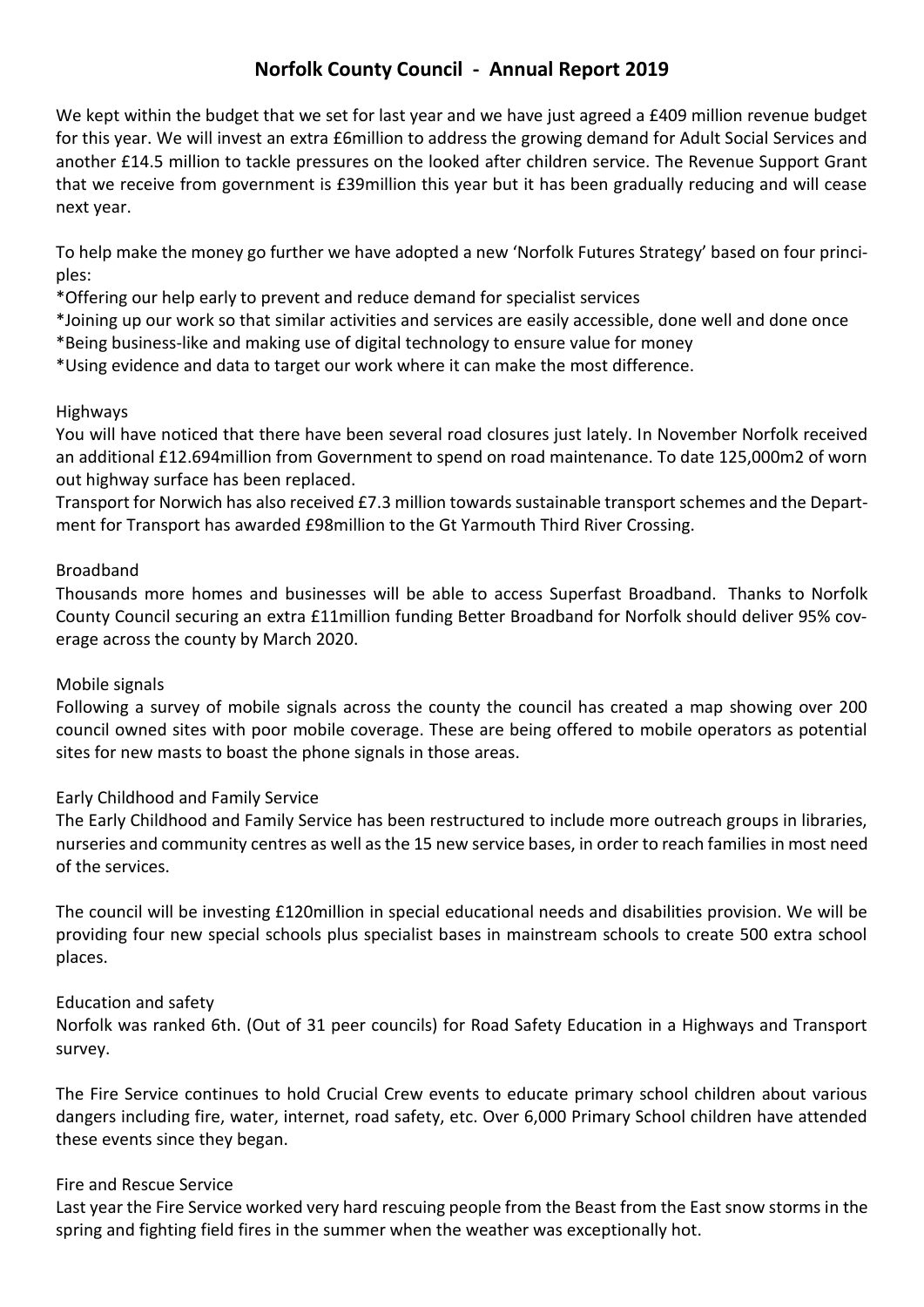# Norfolk County Council - Annual Report 2019

We kept within the budget that we set for last year and we have just agreed a £409 million revenue budget for this year. We will invest an extra £6million to address the growing demand for Adult Social Services and another £14.5 million to tackle pressures on the looked after children service. The Revenue Support Grant that we receive from government is £39million this year but it has been gradually reducing and will cease next year.

To help make the money go further we have adopted a new 'Norfolk Futures Strategy' based on four principles:

*Offering our help early to prevent and reduce demand for specialist services
*Joining up our work so that similar activities and services are easily accessible, done well and done once
*Being business-like and making use of digital technology to ensure value for money
*Using evidence and data to target our work where it can make the most difference.

Highways

You will have noticed that there have been several road closures just lately. In November Norfolk received an additional £12.694million from Government to spend on road maintenance. To date 125,000m2 of worn out highway surface has been replaced.

Transport for Norwich has also received £7.3 million towards sustainable transport schemes and the Department for Transport has awarded £98million to the Gt Yarmouth Third River Crossing.

Broadband

Thousands more homes and businesses will be able to access Superfast Broadband. Thanks to Norfolk County Council securing an extra £11million funding Better Broadband for Norfolk should deliver 95% coverage across the county by March 2020.

Mobile signals

Following a survey of mobile signals across the county the council has created a map showing over 200 council owned sites with poor mobile coverage. These are being offered to mobile operators as potential sites for new masts to boast the phone signals in those areas.

Early Childhood and Family Service

The Early Childhood and Family Service has been restructured to include more outreach groups in libraries, nurseries and community centres as well as the 15 new service bases, in order to reach families in most need of the services.

The council will be investing £120million in special educational needs and disabilities provision. We will be providing four new special schools plus specialist bases in mainstream schools to create 500 extra school places.

Education and safety

Norfolk was ranked 6th. (Out of 31 peer councils) for Road Safety Education in a Highways and Transport survey.

The Fire Service continues to hold Crucial Crew events to educate primary school children about various dangers including fire, water, internet, road safety, etc. Over 6,000 Primary School children have attended these events since they began.

Fire and Rescue Service

Last year the Fire Service worked very hard rescuing people from the Beast from the East snow storms in the spring and fighting field fires in the summer when the weather was exceptionally hot.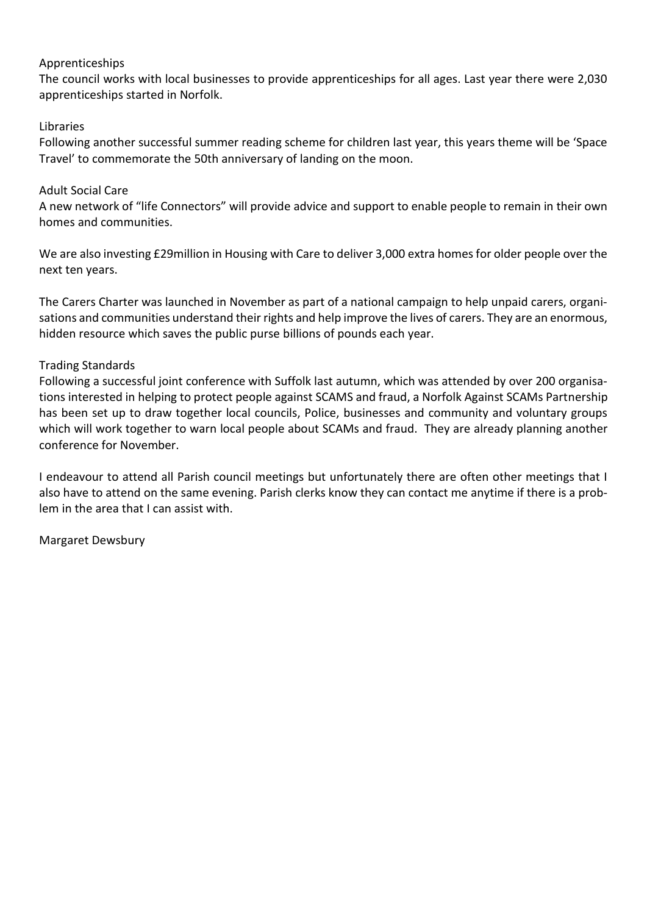Apprenticeships

The council works with local businesses to provide apprenticeships for all ages. Last year there were 2,030 apprenticeships started in Norfolk.

Libraries

Following another successful summer reading scheme for children last year, this years theme will be 'Space Travel' to commemorate the 50th anniversary of landing on the moon.

Adult Social Care

A new network of "life Connectors" will provide advice and support to enable people to remain in their own homes and communities.

We are also investing £29million in Housing with Care to deliver 3,000 extra homes for older people over the next ten years.

The Carers Charter was launched in November as part of a national campaign to help unpaid carers, organisations and communities understand their rights and help improve the lives of carers. They are an enormous, hidden resource which saves the public purse billions of pounds each year.

Trading Standards

Following a successful joint conference with Suffolk last autumn, which was attended by over 200 organisations interested in helping to protect people against SCAMS and fraud, a Norfolk Against SCAMs Partnership has been set up to draw together local councils, Police, businesses and community and voluntary groups which will work together to warn local people about SCAMs and fraud. They are already planning another conference for November.

I endeavour to attend all Parish council meetings but unfortunately there are often other meetings that I also have to attend on the same evening. Parish clerks know they can contact me anytime if there is a problem in the area that I can assist with.

Margaret Dewsbury